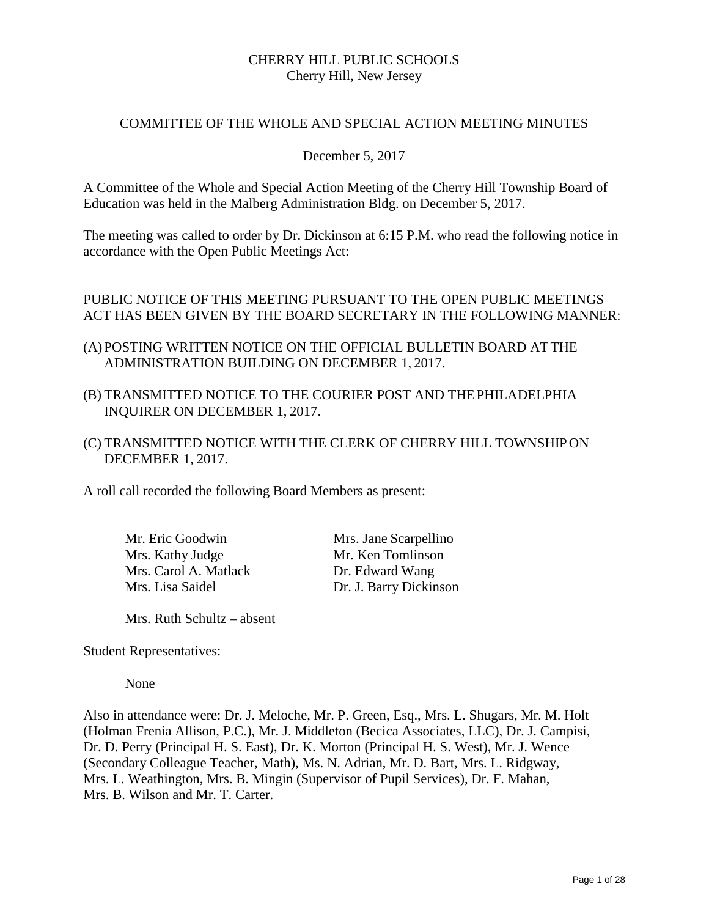# CHERRY HILL PUBLIC SCHOOLS
Cherry Hill, New Jersey

## COMMITTEE OF THE WHOLE AND SPECIAL ACTION MEETING MINUTES

December 5, 2017

A Committee of the Whole and Special Action Meeting of the Cherry Hill Township Board of Education was held in the Malberg Administration Bldg. on December 5, 2017.

The meeting was called to order by Dr. Dickinson at 6:15 P.M. who read the following notice in accordance with the Open Public Meetings Act:

PUBLIC NOTICE OF THIS MEETING PURSUANT TO THE OPEN PUBLIC MEETINGS ACT HAS BEEN GIVEN BY THE BOARD SECRETARY IN THE FOLLOWING MANNER:

(A) POSTING WRITTEN NOTICE ON THE OFFICIAL BULLETIN BOARD AT THE ADMINISTRATION BUILDING ON DECEMBER 1, 2017.

(B) TRANSMITTED NOTICE TO THE COURIER POST AND THE PHILADELPHIA INQUIRER ON DECEMBER 1, 2017.

(C) TRANSMITTED NOTICE WITH THE CLERK OF CHERRY HILL TOWNSHIP ON DECEMBER 1, 2017.

A roll call recorded the following Board Members as present:

- Mr. Eric Goodwin
- Mrs. Kathy Judge
- Mrs. Carol A. Matlack
- Mrs. Lisa Saidel
- Mrs. Jane Scarpellino
- Mr. Ken Tomlinson
- Dr. Edward Wang
- Dr. J. Barry Dickinson

Mrs. Ruth Schultz – absent

Student Representatives:

None

Also in attendance were: Dr. J. Meloche, Mr. P. Green, Esq., Mrs. L. Shugars, Mr. M. Holt (Holman Frenia Allison, P.C.), Mr. J. Middleton (Becica Associates, LLC), Dr. J. Campisi, Dr. D. Perry (Principal H. S. East), Dr. K. Morton (Principal H. S. West), Mr. J. Wence (Secondary Colleague Teacher, Math), Ms. N. Adrian, Mr. D. Bart, Mrs. L. Ridgway, Mrs. L. Weathington, Mrs. B. Mingin (Supervisor of Pupil Services), Dr. F. Mahan, Mrs. B. Wilson and Mr. T. Carter.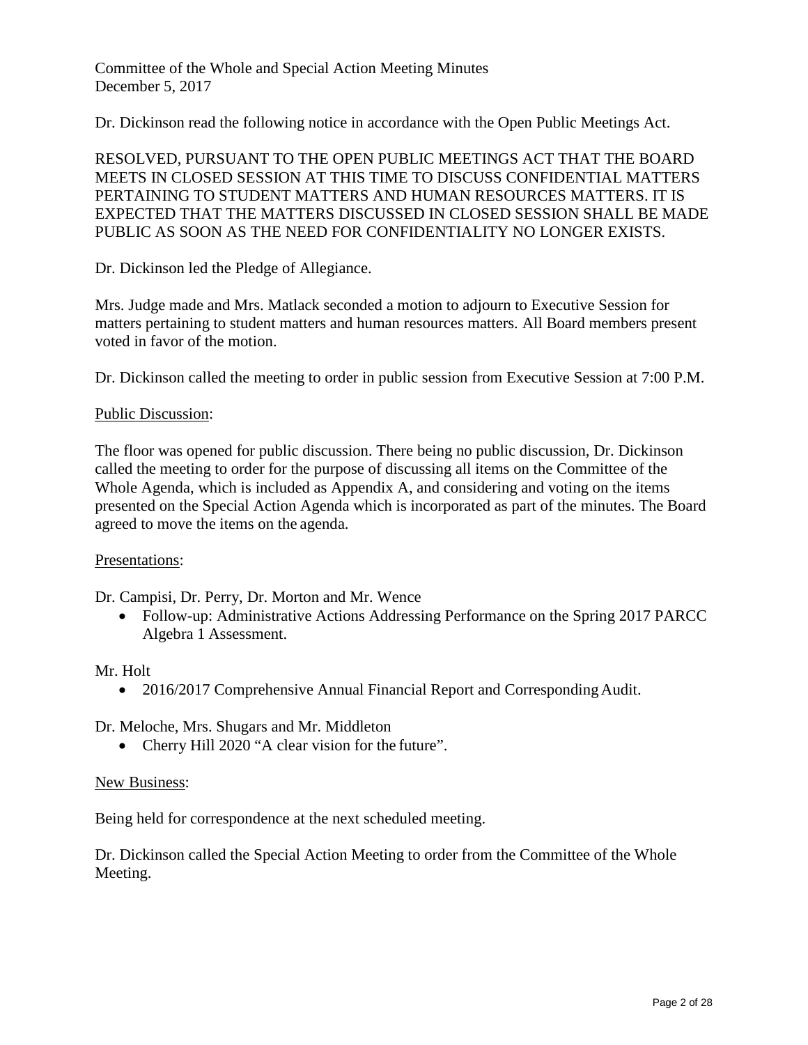Committee of the Whole and Special Action Meeting Minutes
December 5, 2017

Dr. Dickinson read the following notice in accordance with the Open Public Meetings Act.

RESOLVED, PURSUANT TO THE OPEN PUBLIC MEETINGS ACT THAT THE BOARD MEETS IN CLOSED SESSION AT THIS TIME TO DISCUSS CONFIDENTIAL MATTERS PERTAINING TO STUDENT MATTERS AND HUMAN RESOURCES MATTERS. IT IS EXPECTED THAT THE MATTERS DISCUSSED IN CLOSED SESSION SHALL BE MADE PUBLIC AS SOON AS THE NEED FOR CONFIDENTIALITY NO LONGER EXISTS.

Dr. Dickinson led the Pledge of Allegiance.

Mrs. Judge made and Mrs. Matlack seconded a motion to adjourn to Executive Session for matters pertaining to student matters and human resources matters. All Board members present voted in favor of the motion.

Dr. Dickinson called the meeting to order in public session from Executive Session at 7:00 P.M.

Public Discussion:

The floor was opened for public discussion. There being no public discussion, Dr. Dickinson called the meeting to order for the purpose of discussing all items on the Committee of the Whole Agenda, which is included as Appendix A, and considering and voting on the items presented on the Special Action Agenda which is incorporated as part of the minutes. The Board agreed to move the items on the agenda.

Presentations:

Dr. Campisi, Dr. Perry, Dr. Morton and Mr. Wence

- Follow-up: Administrative Actions Addressing Performance on the Spring 2017 PARCC Algebra 1 Assessment.

Mr. Holt

- 2016/2017 Comprehensive Annual Financial Report and Corresponding Audit.

Dr. Meloche, Mrs. Shugars and Mr. Middleton

- Cherry Hill 2020 "A clear vision for the future".

New Business:

Being held for correspondence at the next scheduled meeting.

Dr. Dickinson called the Special Action Meeting to order from the Committee of the Whole Meeting.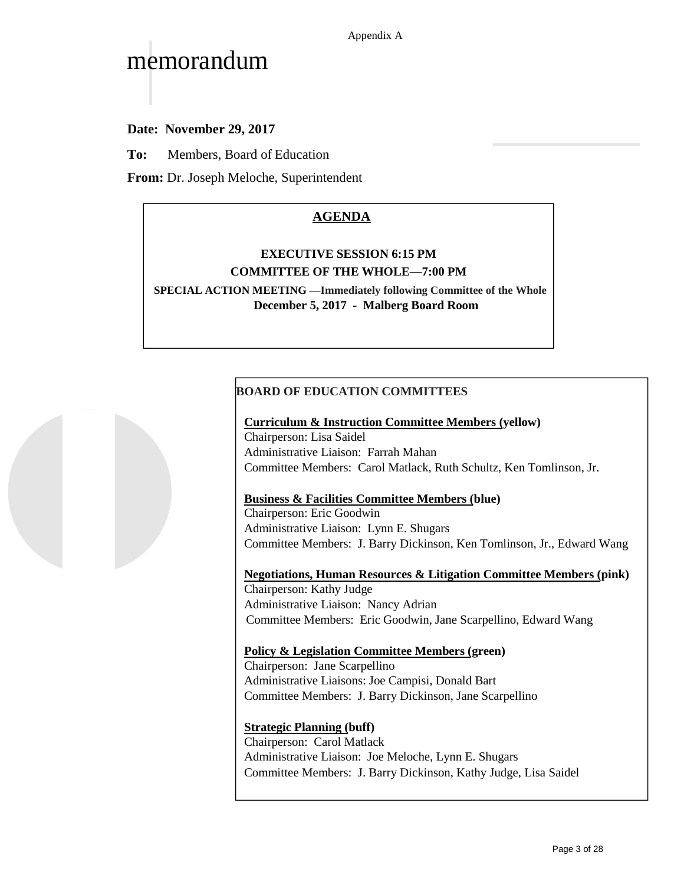Appendix A

# memorandum

**Date: November 29, 2017**

**To:** Members, Board of Education

**From:** Dr. Joseph Meloche, Superintendent

## AGENDA

**EXECUTIVE SESSION 6:15 PM**

**COMMITTEE OF THE WHOLE—7:00 PM**

**SPECIAL ACTION MEETING —Immediately following Committee of the Whole**

**December 5, 2017 - Malberg Board Room**

### BOARD OF EDUCATION COMMITTEES

**Curriculum & Instruction Committee Members (yellow)**
Chairperson: Lisa Saidel
Administrative Liaison: Farrah Mahan
Committee Members: Carol Matlack, Ruth Schultz, Ken Tomlinson, Jr.

**Business & Facilities Committee Members (blue)**
Chairperson: Eric Goodwin
Administrative Liaison: Lynn E. Shugars
Committee Members: J. Barry Dickinson, Ken Tomlinson, Jr., Edward Wang

**Negotiations, Human Resources & Litigation Committee Members (pink)**
Chairperson: Kathy Judge
Administrative Liaison: Nancy Adrian
Committee Members: Eric Goodwin, Jane Scarpellino, Edward Wang

**Policy & Legislation Committee Members (green)**
Chairperson: Jane Scarpellino
Administrative Liaisons: Joe Campisi, Donald Bart
Committee Members: J. Barry Dickinson, Jane Scarpellino

**Strategic Planning (buff)**
Chairperson: Carol Matlack
Administrative Liaison: Joe Meloche, Lynn E. Shugars
Committee Members: J. Barry Dickinson, Kathy Judge, Lisa Saidel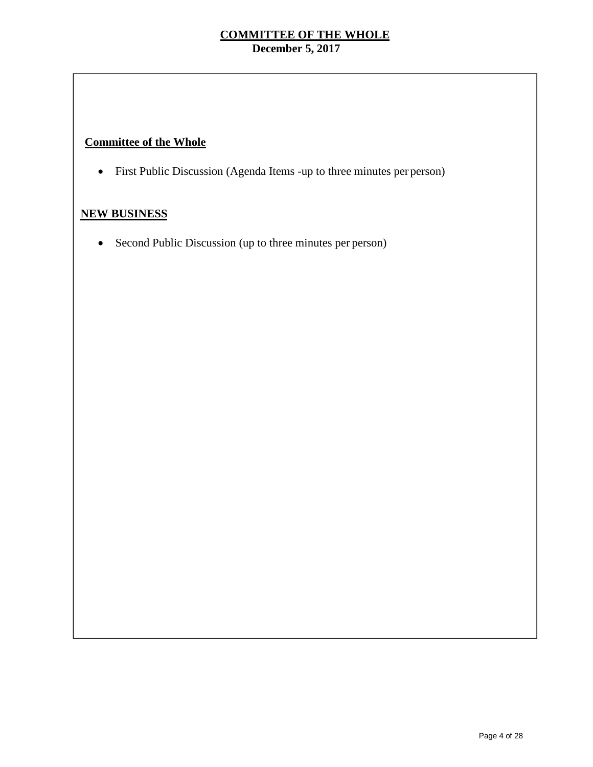**COMMITTEE OF THE WHOLE**
**December 5, 2017**

**Committee of the Whole**

- First Public Discussion (Agenda Items -up to three minutes per person)

**NEW BUSINESS**

- Second Public Discussion (up to three minutes per person)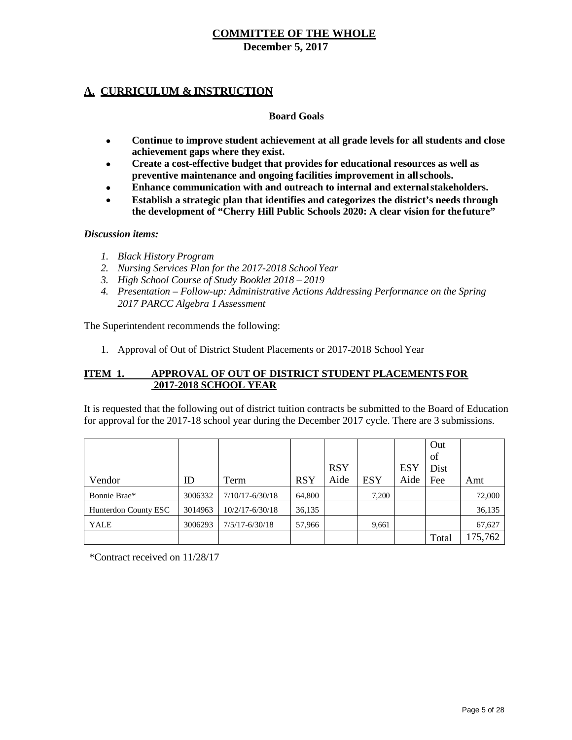# COMMITTEE OF THE WHOLE
**December 5, 2017**

## A. CURRICULUM & INSTRUCTION

**Board Goals**

- **Continue to improve student achievement at all grade levels for all students and close achievement gaps where they exist.**
- **Create a cost-effective budget that provides for educational resources as well as preventive maintenance and ongoing facilities improvement in all schools.**
- **Enhance communication with and outreach to internal and external stakeholders.**
- **Establish a strategic plan that identifies and categorizes the district's needs through the development of "Cherry Hill Public Schools 2020: A clear vision for the future"**

***Discussion items:***

1. *Black History Program*
2. *Nursing Services Plan for the 2017-2018 School Year*
3. *High School Course of Study Booklet 2018 – 2019*
4. *Presentation – Follow-up: Administrative Actions Addressing Performance on the Spring 2017 PARCC Algebra 1 Assessment*

The Superintendent recommends the following:

1. Approval of Out of District Student Placements or 2017-2018 School Year

**ITEM 1. APPROVAL OF OUT OF DISTRICT STUDENT PLACEMENTS FOR 2017-2018 SCHOOL YEAR**

It is requested that the following out of district tuition contracts be submitted to the Board of Education for approval for the 2017-18 school year during the December 2017 cycle. There are 3 submissions.

| Vendor | ID | Term | RSY | RSY Aide | ESY | ESY Aide | Out of Dist Fee | Amt |
|---|---|---|---|---|---|---|---|---|
| Bonnie Brae* | 3006332 | 7/10/17-6/30/18 | 64,800 | | 7,200 | | | 72,000 |
| Hunterdon County ESC | 3014963 | 10/2/17-6/30/18 | 36,135 | | | | | 36,135 |
| YALE | 3006293 | 7/5/17-6/30/18 | 57,966 | | 9,661 | | | 67,627 |
| | | | | | | | Total | 175,762 |

*Contract received on 11/28/17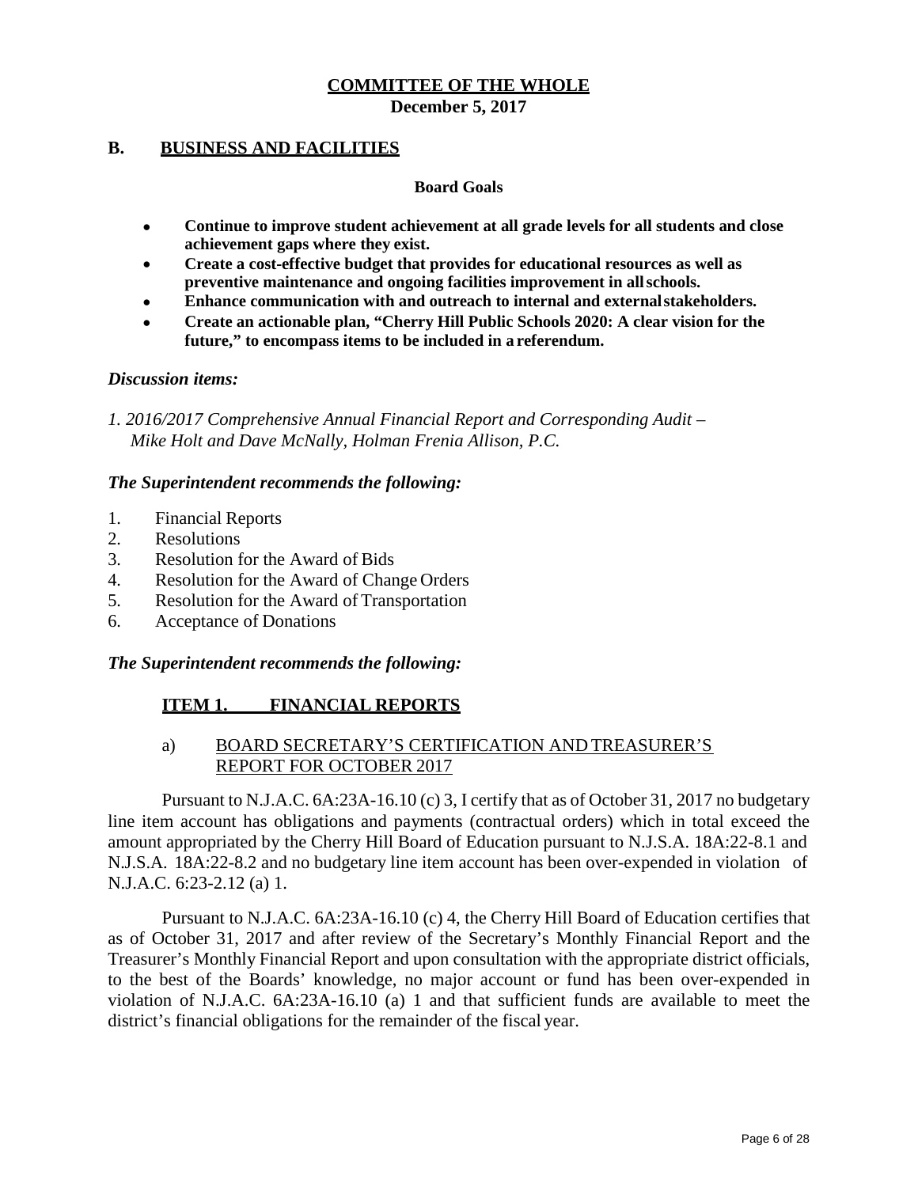# COMMITTEE OF THE WHOLE
**December 5, 2017**

## B. BUSINESS AND FACILITIES

**Board Goals**

- **Continue to improve student achievement at all grade levels for all students and close achievement gaps where they exist.**
- **Create a cost-effective budget that provides for educational resources as well as preventive maintenance and ongoing facilities improvement in all schools.**
- **Enhance communication with and outreach to internal and external stakeholders.**
- **Create an actionable plan, "Cherry Hill Public Schools 2020: A clear vision for the future," to encompass items to be included in a referendum.**

***Discussion items:***

*1. 2016/2017 Comprehensive Annual Financial Report and Corresponding Audit – Mike Holt and Dave McNally, Holman Frenia Allison, P.C.*

***The Superintendent recommends the following:***

1. Financial Reports
2. Resolutions
3. Resolution for the Award of Bids
4. Resolution for the Award of Change Orders
5. Resolution for the Award of Transportation
6. Acceptance of Donations

***The Superintendent recommends the following:***

### ITEM 1. FINANCIAL REPORTS

a) BOARD SECRETARY'S CERTIFICATION AND TREASURER'S REPORT FOR OCTOBER 2017

Pursuant to N.J.A.C. 6A:23A-16.10 (c) 3, I certify that as of October 31, 2017 no budgetary line item account has obligations and payments (contractual orders) which in total exceed the amount appropriated by the Cherry Hill Board of Education pursuant to N.J.S.A. 18A:22-8.1 and N.J.S.A. 18A:22-8.2 and no budgetary line item account has been over-expended in violation of N.J.A.C. 6:23-2.12 (a) 1.

Pursuant to N.J.A.C. 6A:23A-16.10 (c) 4, the Cherry Hill Board of Education certifies that as of October 31, 2017 and after review of the Secretary's Monthly Financial Report and the Treasurer's Monthly Financial Report and upon consultation with the appropriate district officials, to the best of the Boards' knowledge, no major account or fund has been over-expended in violation of N.J.A.C. 6A:23A-16.10 (a) 1 and that sufficient funds are available to meet the district's financial obligations for the remainder of the fiscal year.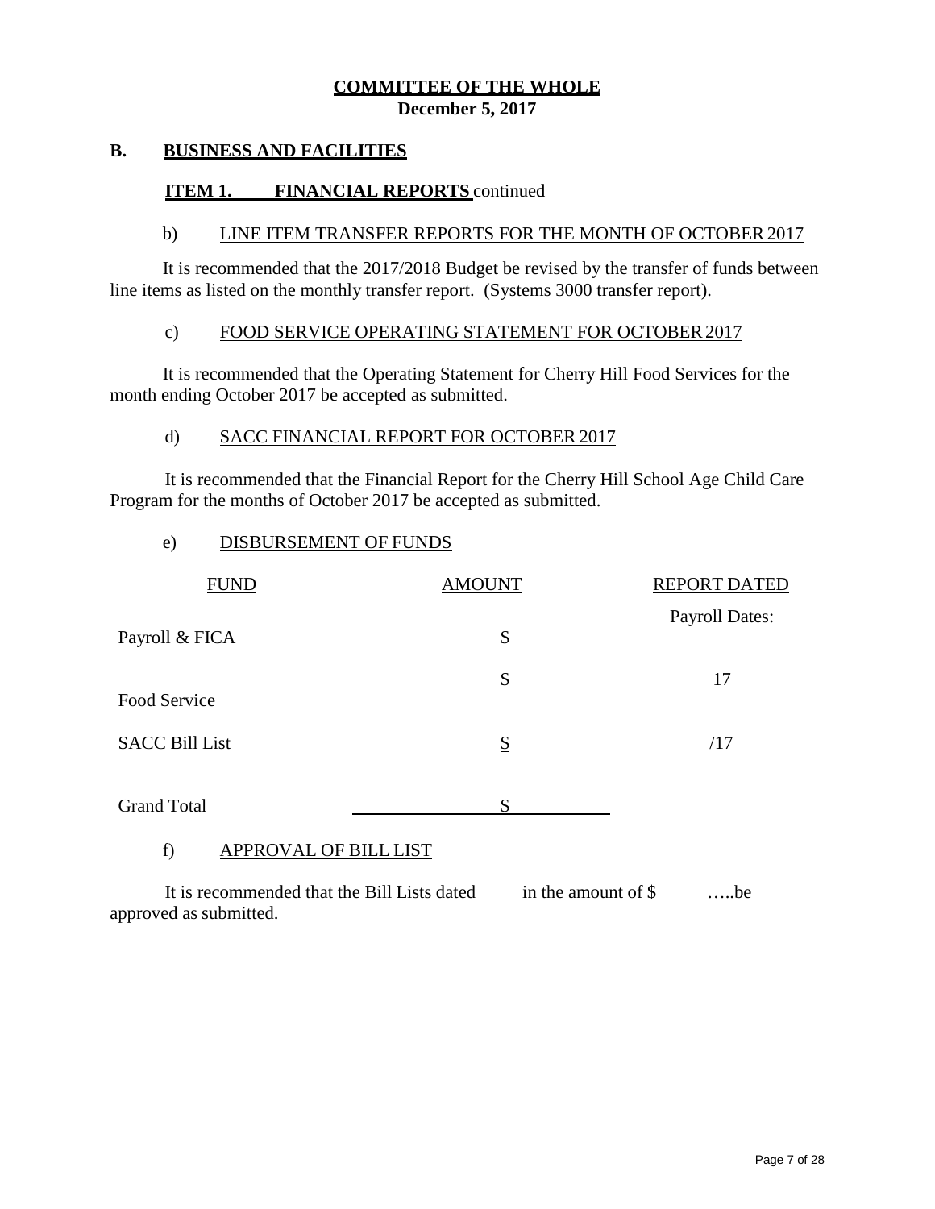## COMMITTEE OF THE WHOLE
**December 5, 2017**

**B. BUSINESS AND FACILITIES**

**ITEM 1. FINANCIAL REPORTS** continued

b) LINE ITEM TRANSFER REPORTS FOR THE MONTH OF OCTOBER 2017

It is recommended that the 2017/2018 Budget be revised by the transfer of funds between line items as listed on the monthly transfer report. (Systems 3000 transfer report).

c) FOOD SERVICE OPERATING STATEMENT FOR OCTOBER 2017

It is recommended that the Operating Statement for Cherry Hill Food Services for the month ending October 2017 be accepted as submitted.

d) SACC FINANCIAL REPORT FOR OCTOBER 2017

It is recommended that the Financial Report for the Cherry Hill School Age Child Care Program for the months of October 2017 be accepted as submitted.

e) DISBURSEMENT OF FUNDS

| FUND | AMOUNT | REPORT DATED |
|---|---|---|
| | | Payroll Dates: |
| Payroll & FICA | $ | |
| | $ | 17 |
| Food Service | | |
| SACC Bill List | $ | /17 |
| Grand Total | $ | |

f) APPROVAL OF BILL LIST

It is recommended that the Bill Lists dated in the amount of $ …..be approved as submitted.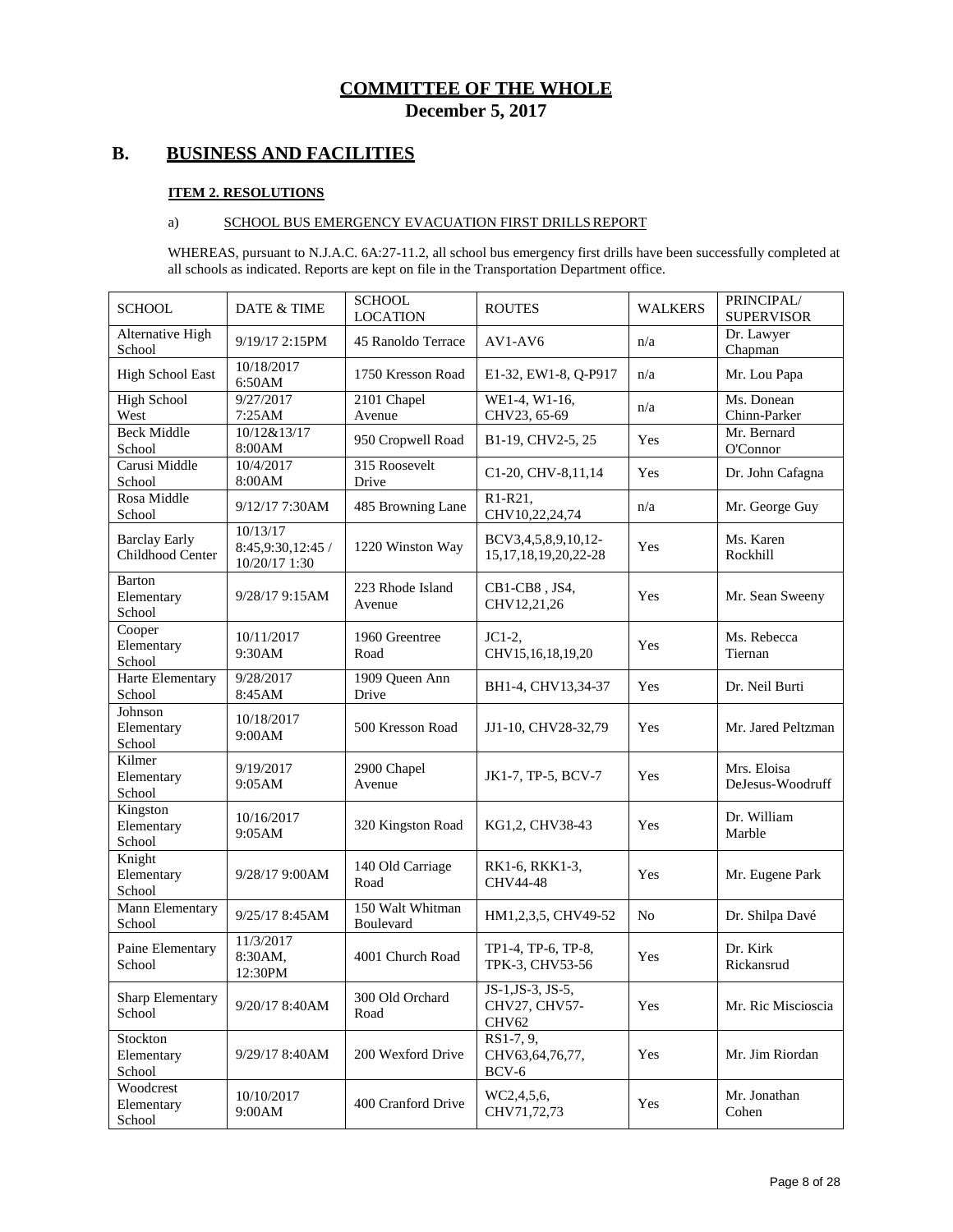# COMMITTEE OF THE WHOLE
## December 5, 2017

## B. BUSINESS AND FACILITIES

### ITEM 2. RESOLUTIONS

a) SCHOOL BUS EMERGENCY EVACUATION FIRST DRILLS REPORT

WHEREAS, pursuant to N.J.A.C. 6A:27-11.2, all school bus emergency first drills have been successfully completed at all schools as indicated. Reports are kept on file in the Transportation Department office.

| SCHOOL | DATE & TIME | SCHOOL LOCATION | ROUTES | WALKERS | PRINCIPAL/ SUPERVISOR |
|---|---|---|---|---|---|
| Alternative High School | 9/19/17 2:15PM | 45 Ranoldo Terrace | AV1-AV6 | n/a | Dr. Lawyer Chapman |
| High School East | 10/18/2017 6:50AM | 1750 Kresson Road | E1-32, EW1-8, Q-P917 | n/a | Mr. Lou Papa |
| High School West | 9/27/2017 7:25AM | 2101 Chapel Avenue | WE1-4, W1-16, CHV23, 65-69 | n/a | Ms. Donean Chinn-Parker |
| Beck Middle School | 10/12&13/17 8:00AM | 950 Cropwell Road | B1-19, CHV2-5, 25 | Yes | Mr. Bernard O'Connor |
| Carusi Middle School | 10/4/2017 8:00AM | 315 Roosevelt Drive | C1-20, CHV-8,11,14 | Yes | Dr. John Cafagna |
| Rosa Middle School | 9/12/17 7:30AM | 485 Browning Lane | R1-R21, CHV10,22,24,74 | n/a | Mr. George Guy |
| Barclay Early Childhood Center | 10/13/17 8:45,9:30,12:45 / 10/20/17 1:30 | 1220 Winston Way | BCV3,4,5,8,9,10,12-15,17,18,19,20,22-28 | Yes | Ms. Karen Rockhill |
| Barton Elementary School | 9/28/17 9:15AM | 223 Rhode Island Avenue | CB1-CB8 , JS4, CHV12,21,26 | Yes | Mr. Sean Sweeny |
| Cooper Elementary School | 10/11/2017 9:30AM | 1960 Greentree Road | JC1-2, CHV15,16,18,19,20 | Yes | Ms. Rebecca Tiernan |
| Harte Elementary School | 9/28/2017 8:45AM | 1909 Queen Ann Drive | BH1-4, CHV13,34-37 | Yes | Dr. Neil Burti |
| Johnson Elementary School | 10/18/2017 9:00AM | 500 Kresson Road | JJ1-10, CHV28-32,79 | Yes | Mr. Jared Peltzman |
| Kilmer Elementary School | 9/19/2017 9:05AM | 2900 Chapel Avenue | JK1-7, TP-5, BCV-7 | Yes | Mrs. Eloisa DeJesus-Woodruff |
| Kingston Elementary School | 10/16/2017 9:05AM | 320 Kingston Road | KG1,2, CHV38-43 | Yes | Dr. William Marble |
| Knight Elementary School | 9/28/17 9:00AM | 140 Old Carriage Road | RK1-6, RKK1-3, CHV44-48 | Yes | Mr. Eugene Park |
| Mann Elementary School | 9/25/17 8:45AM | 150 Walt Whitman Boulevard | HM1,2,3,5, CHV49-52 | No | Dr. Shilpa Davé |
| Paine Elementary School | 11/3/2017 8:30AM, 12:30PM | 4001 Church Road | TP1-4, TP-6, TP-8, TPK-3, CHV53-56 | Yes | Dr. Kirk Rickansrud |
| Sharp Elementary School | 9/20/17 8:40AM | 300 Old Orchard Road | JS-1,JS-3, JS-5, CHV27, CHV57-CHV62 | Yes | Mr. Ric Miscioscia |
| Stockton Elementary School | 9/29/17 8:40AM | 200 Wexford Drive | RS1-7, 9, CHV63,64,76,77, BCV-6 | Yes | Mr. Jim Riordan |
| Woodcrest Elementary School | 10/10/2017 9:00AM | 400 Cranford Drive | WC2,4,5,6, CHV71,72,73 | Yes | Mr. Jonathan Cohen |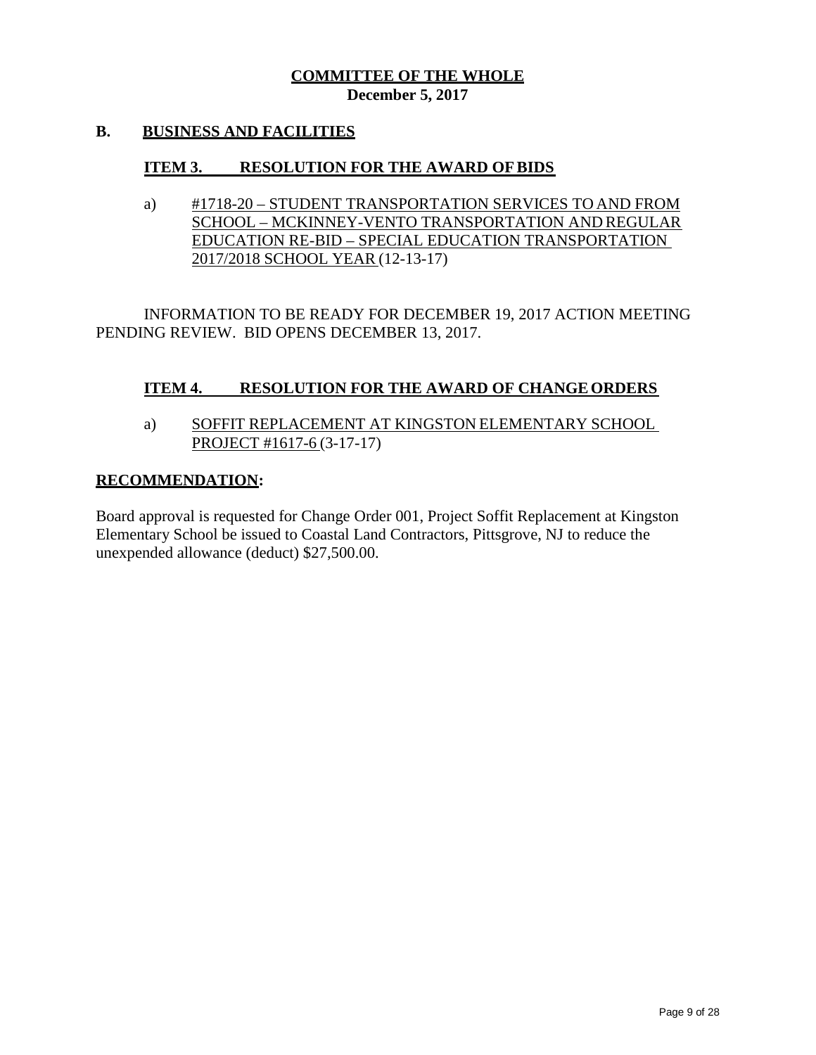**COMMITTEE OF THE WHOLE**
**December 5, 2017**

## B. BUSINESS AND FACILITIES

### ITEM 3. RESOLUTION FOR THE AWARD OF BIDS

a) #1718-20 – STUDENT TRANSPORTATION SERVICES TO AND FROM SCHOOL – MCKINNEY-VENTO TRANSPORTATION AND REGULAR EDUCATION RE-BID – SPECIAL EDUCATION TRANSPORTATION 2017/2018 SCHOOL YEAR (12-13-17)

INFORMATION TO BE READY FOR DECEMBER 19, 2017 ACTION MEETING PENDING REVIEW. BID OPENS DECEMBER 13, 2017.

### ITEM 4. RESOLUTION FOR THE AWARD OF CHANGE ORDERS

a) SOFFIT REPLACEMENT AT KINGSTON ELEMENTARY SCHOOL PROJECT #1617-6 (3-17-17)

**RECOMMENDATION:**

Board approval is requested for Change Order 001, Project Soffit Replacement at Kingston Elementary School be issued to Coastal Land Contractors, Pittsgrove, NJ to reduce the unexpended allowance (deduct) $27,500.00.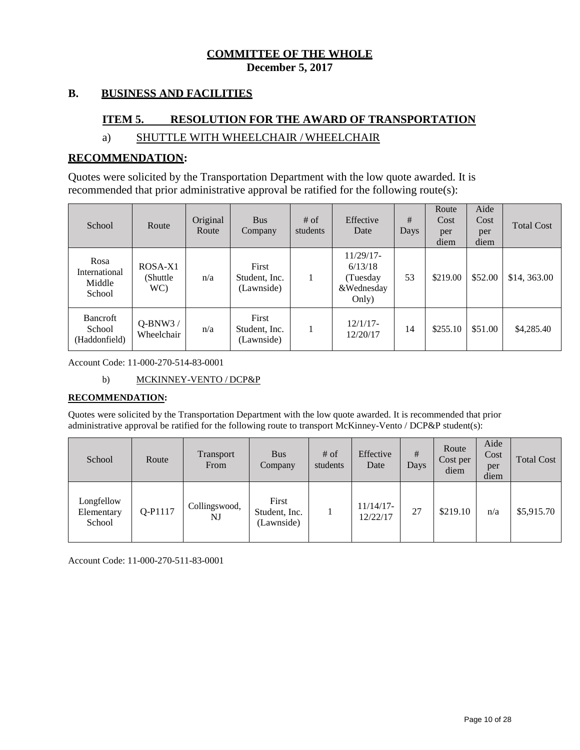**COMMITTEE OF THE WHOLE**
**December 5, 2017**

## B. BUSINESS AND FACILITIES

### ITEM 5. RESOLUTION FOR THE AWARD OF TRANSPORTATION

a) SHUTTLE WITH WHEELCHAIR / WHEELCHAIR

**RECOMMENDATION:**

Quotes were solicited by the Transportation Department with the low quote awarded. It is recommended that prior administrative approval be ratified for the following route(s):

| School | Route | Original Route | Bus Company | # of students | Effective Date | # Days | Route Cost per diem | Aide Cost per diem | Total Cost |
|---|---|---|---|---|---|---|---|---|---|
| Rosa International Middle School | ROSA-X1 (Shuttle WC) | n/a | First Student, Inc. (Lawnside) | 1 | 11/29/17-6/13/18 (Tuesday &Wednesday Only) | 53 | $219.00 | $52.00 | $14, 363.00 |
| Bancroft School (Haddonfield) | Q-BNW3 / Wheelchair | n/a | First Student, Inc. (Lawnside) | 1 | 12/1/17-12/20/17 | 14 | $255.10 | $51.00 | $4,285.40 |

Account Code: 11-000-270-514-83-0001

b) MCKINNEY-VENTO / DCP&P

**RECOMMENDATION:**

Quotes were solicited by the Transportation Department with the low quote awarded. It is recommended that prior administrative approval be ratified for the following route to transport McKinney-Vento / DCP&P student(s):

| School | Route | Transport From | Bus Company | # of students | Effective Date | # Days | Route Cost per diem | Aide Cost per diem | Total Cost |
|---|---|---|---|---|---|---|---|---|---|
| Longfellow Elementary School | Q-P1117 | Collingswood, NJ | First Student, Inc. (Lawnside) | 1 | 11/14/17-12/22/17 | 27 | $219.10 | n/a | $5,915.70 |

Account Code: 11-000-270-511-83-0001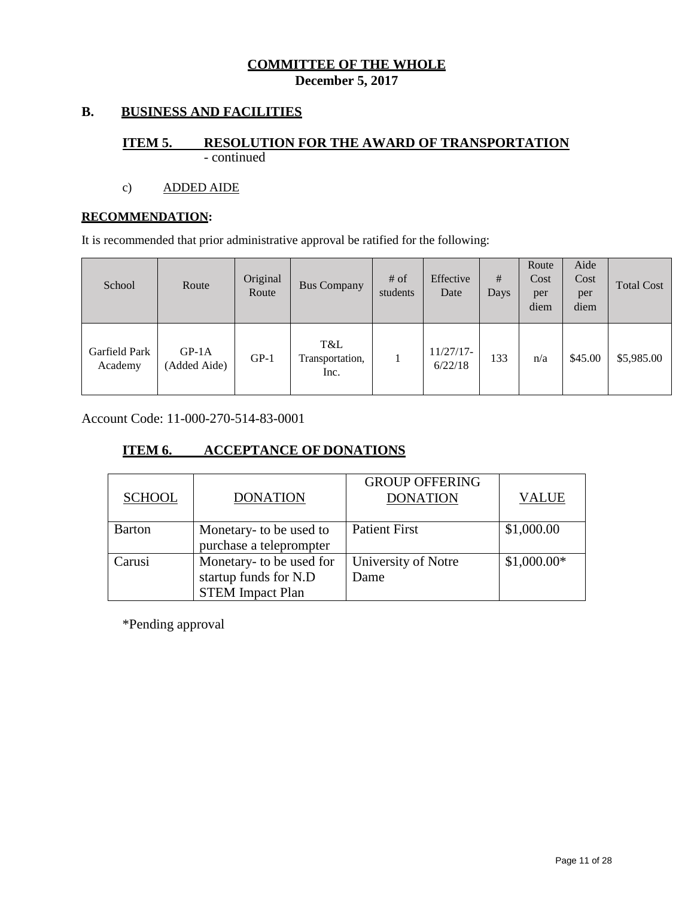**COMMITTEE OF THE WHOLE**
**December 5, 2017**

## B. BUSINESS AND FACILITIES

### ITEM 5. RESOLUTION FOR THE AWARD OF TRANSPORTATION
- continued

c) ADDED AIDE

**RECOMMENDATION:**

It is recommended that prior administrative approval be ratified for the following:

| School | Route | Original Route | Bus Company | # of students | Effective Date | # Days | Route Cost per diem | Aide Cost per diem | Total Cost |
|---|---|---|---|---|---|---|---|---|---|
| Garfield Park Academy | GP-1A (Added Aide) | GP-1 | T&L Transportation, Inc. | 1 | 11/27/17-6/22/18 | 133 | n/a | $45.00 | $5,985.00 |

Account Code: 11-000-270-514-83-0001

### ITEM 6. ACCEPTANCE OF DONATIONS

| SCHOOL | DONATION | GROUP OFFERING DONATION | VALUE |
|---|---|---|---|
| Barton | Monetary- to be used to purchase a teleprompter | Patient First | $1,000.00 |
| Carusi | Monetary- to be used for startup funds for N.D STEM Impact Plan | University of Notre Dame | $1,000.00* |

*Pending approval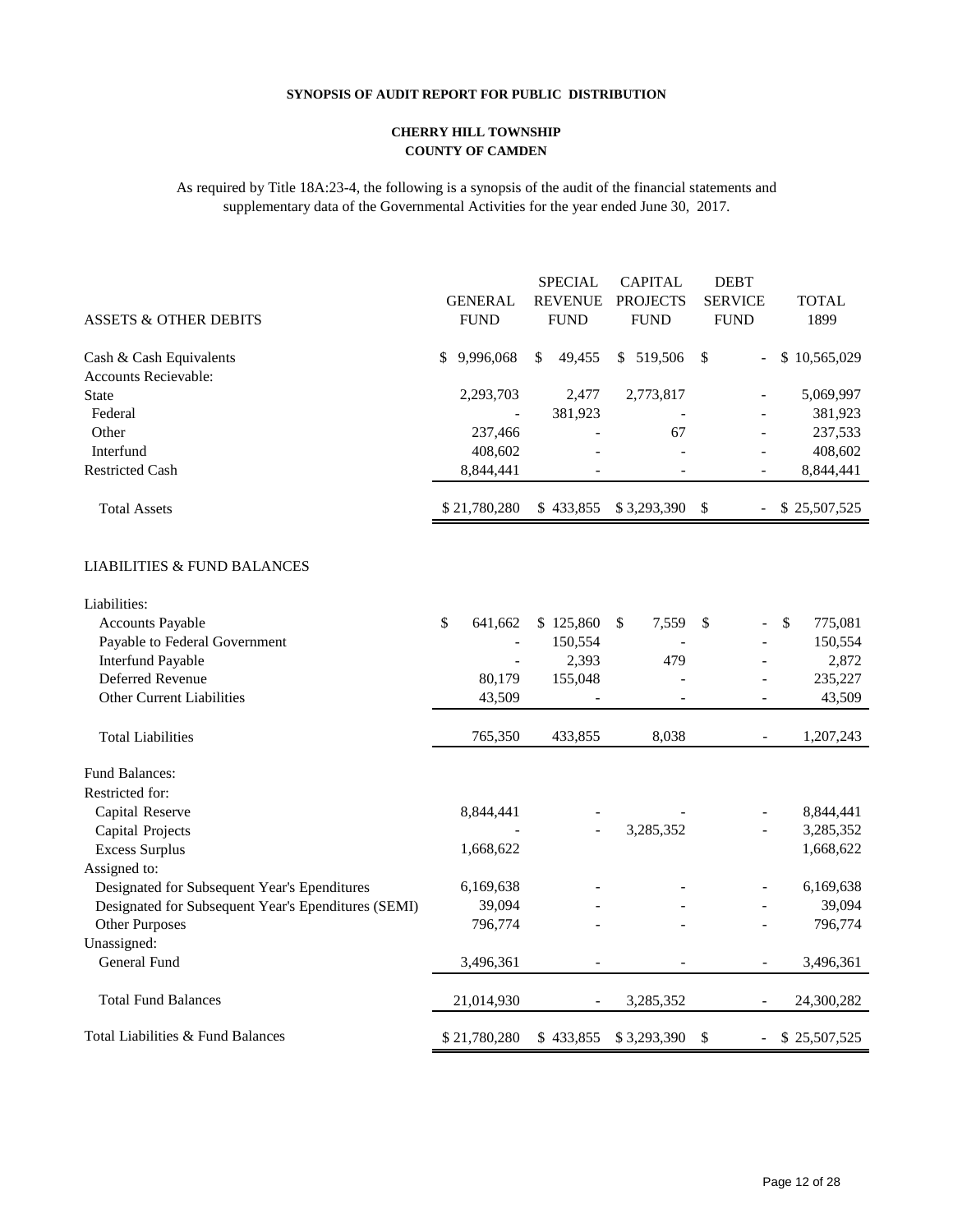**SYNOPSIS OF AUDIT REPORT FOR PUBLIC DISTRIBUTION**

**CHERRY HILL TOWNSHIP**
**COUNTY OF CAMDEN**

As required by Title 18A:23-4, the following is a synopsis of the audit of the financial statements and supplementary data of the Governmental Activities for the year ended June 30, 2017.

| ASSETS & OTHER DEBITS | GENERAL FUND | SPECIAL REVENUE FUND | CAPITAL PROJECTS FUND | DEBT SERVICE FUND | TOTAL 1899 |
|---|---|---|---|---|---|
| Cash & Cash Equivalents | $ 9,996,068 | $ 49,455 | $ 519,506 | $ - | $ 10,565,029 |
| Accounts Recievable: | | | | | |
| State | 2,293,703 | 2,477 | 2,773,817 | - | 5,069,997 |
| Federal | - | 381,923 | - | - | 381,923 |
| Other | 237,466 | - | 67 | - | 237,533 |
| Interfund | 408,602 | - | - | - | 408,602 |
| Restricted Cash | 8,844,441 | - | - | - | 8,844,441 |
| Total Assets | $ 21,780,280 | $ 433,855 | $ 3,293,390 | $ - | $ 25,507,525 |
| **LIABILITIES & FUND BALANCES** | | | | | |
| Liabilities: | | | | | |
| Accounts Payable | $ 641,662 | $ 125,860 | $ 7,559 | $ - | $ 775,081 |
| Payable to Federal Government | - | 150,554 | - | - | 150,554 |
| Interfund Payable | - | 2,393 | 479 | - | 2,872 |
| Deferred Revenue | 80,179 | 155,048 | - | - | 235,227 |
| Other Current Liabilities | 43,509 | - | - | - | 43,509 |
| Total Liabilities | 765,350 | 433,855 | 8,038 | - | 1,207,243 |
| Fund Balances: | | | | | |
| Restricted for: | | | | | |
| Capital Reserve | 8,844,441 | - | - | - | 8,844,441 |
| Capital Projects | - | - | 3,285,352 | - | 3,285,352 |
| Excess Surplus | 1,668,622 | | | | 1,668,622 |
| Assigned to: | | | | | |
| Designated for Subsequent Year's Ependitures | 6,169,638 | - | - | - | 6,169,638 |
| Designated for Subsequent Year's Ependitures (SEMI) | 39,094 | - | - | - | 39,094 |
| Other Purposes | 796,774 | - | - | - | 796,774 |
| Unassigned: | | | | | |
| General Fund | 3,496,361 | - | - | - | 3,496,361 |
| Total Fund Balances | 21,014,930 | - | 3,285,352 | - | 24,300,282 |
| Total Liabilities & Fund Balances | $ 21,780,280 | $ 433,855 | $ 3,293,390 | $ - | $ 25,507,525 |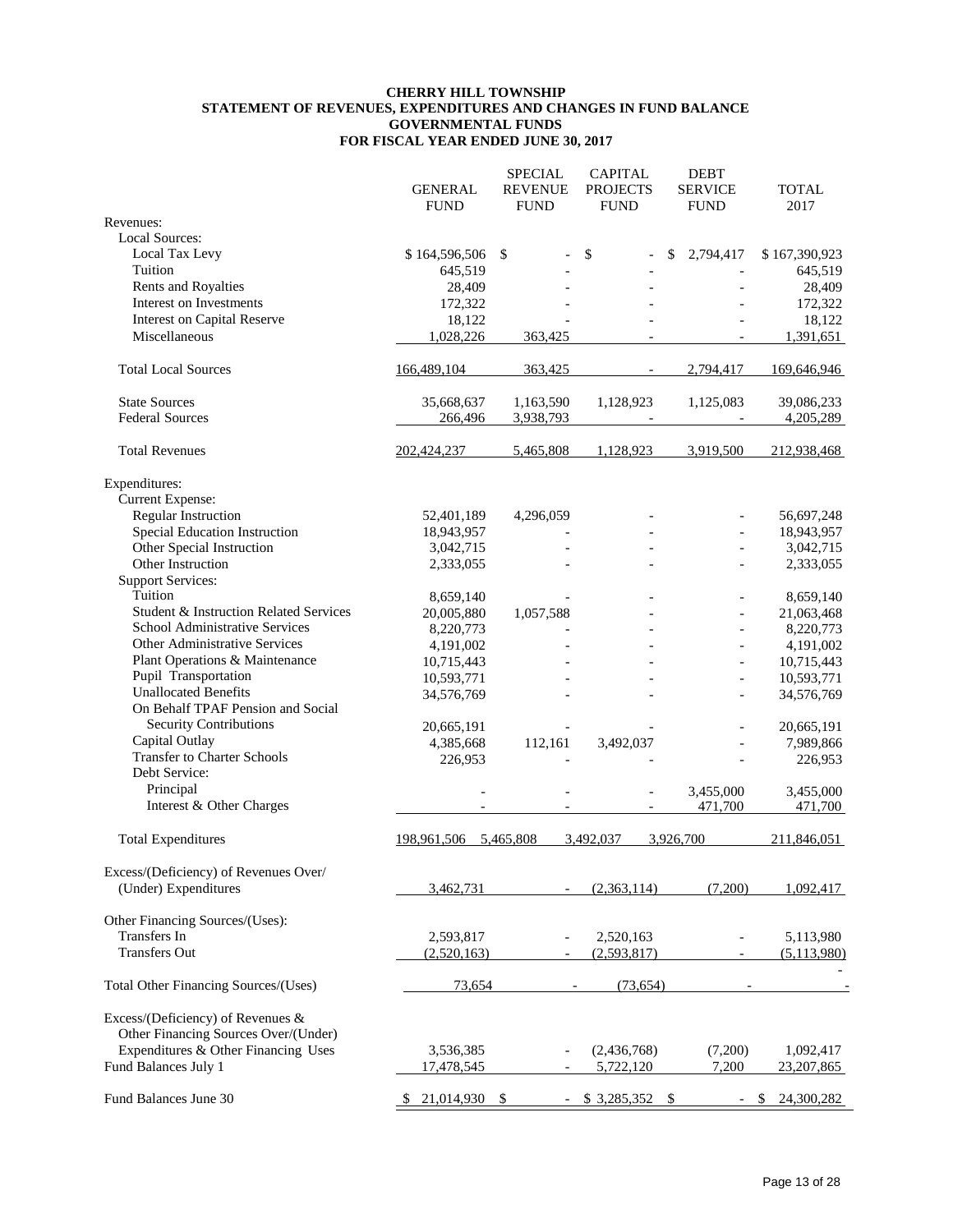# CHERRY HILL TOWNSHIP
## STATEMENT OF REVENUES, EXPENDITURES AND CHANGES IN FUND BALANCE
## GOVERNMENTAL FUNDS
## FOR FISCAL YEAR ENDED JUNE 30, 2017

| | GENERAL FUND | SPECIAL REVENUE FUND | CAPITAL PROJECTS FUND | DEBT SERVICE FUND | TOTAL 2017 |
|---|---|---|---|---|---|
| Revenues: | | | | | |
| Local Sources: | | | | | |
| Local Tax Levy | $ 164,596,506 | $ - | $ - | $ 2,794,417 | $ 167,390,923 |
| Tuition | 645,519 | - | - | - | 645,519 |
| Rents and Royalties | 28,409 | - | - | - | 28,409 |
| Interest on Investments | 172,322 | - | - | - | 172,322 |
| Interest on Capital Reserve | 18,122 | - | - | - | 18,122 |
| Miscellaneous | 1,028,226 | 363,425 | - | - | 1,391,651 |
| Total Local Sources | 166,489,104 | 363,425 | - | 2,794,417 | 169,646,946 |
| State Sources | 35,668,637 | 1,163,590 | 1,128,923 | 1,125,083 | 39,086,233 |
| Federal Sources | 266,496 | 3,938,793 | - | - | 4,205,289 |
| Total Revenues | 202,424,237 | 5,465,808 | 1,128,923 | 3,919,500 | 212,938,468 |
| Expenditures: | | | | | |
| Current Expense: | | | | | |
| Regular Instruction | 52,401,189 | 4,296,059 | - | - | 56,697,248 |
| Special Education Instruction | 18,943,957 | - | - | - | 18,943,957 |
| Other Special Instruction | 3,042,715 | - | - | - | 3,042,715 |
| Other Instruction | 2,333,055 | - | - | - | 2,333,055 |
| Support Services: | | | | | |
| Tuition | 8,659,140 | - | - | - | 8,659,140 |
| Student & Instruction Related Services | 20,005,880 | 1,057,588 | - | - | 21,063,468 |
| School Administrative Services | 8,220,773 | - | - | - | 8,220,773 |
| Other Administrative Services | 4,191,002 | - | - | - | 4,191,002 |
| Plant Operations & Maintenance | 10,715,443 | - | - | - | 10,715,443 |
| Pupil Transportation | 10,593,771 | - | - | - | 10,593,771 |
| Unallocated Benefits | 34,576,769 | - | - | - | 34,576,769 |
| On Behalf TPAF Pension and Social Security Contributions | 20,665,191 | - | - | - | 20,665,191 |
| Capital Outlay | 4,385,668 | 112,161 | 3,492,037 | - | 7,989,866 |
| Transfer to Charter Schools | 226,953 | - | - | - | 226,953 |
| Debt Service: | | | | | |
| Principal | - | - | - | 3,455,000 | 3,455,000 |
| Interest & Other Charges | - | - | - | 471,700 | 471,700 |
| Total Expenditures | 198,961,506 | 5,465,808 | 3,492,037 | 3,926,700 | 211,846,051 |
| Excess/(Deficiency) of Revenues Over/ (Under) Expenditures | 3,462,731 | - | (2,363,114) | (7,200) | 1,092,417 |
| Other Financing Sources/(Uses): | | | | | |
| Transfers In | 2,593,817 | - | 2,520,163 | - | 5,113,980 |
| Transfers Out | (2,520,163) | - | (2,593,817) | - | (5,113,980) |
| Total Other Financing Sources/(Uses) | 73,654 | - | (73,654) | - | - |
| Excess/(Deficiency) of Revenues & Other Financing Sources Over/(Under) Expenditures & Other Financing Uses | 3,536,385 | - | (2,436,768) | (7,200) | 1,092,417 |
| Fund Balances July 1 | 17,478,545 | - | 5,722,120 | 7,200 | 23,207,865 |
| Fund Balances June 30 | $ 21,014,930 | $ - | $ 3,285,352 | $ - | $ 24,300,282 |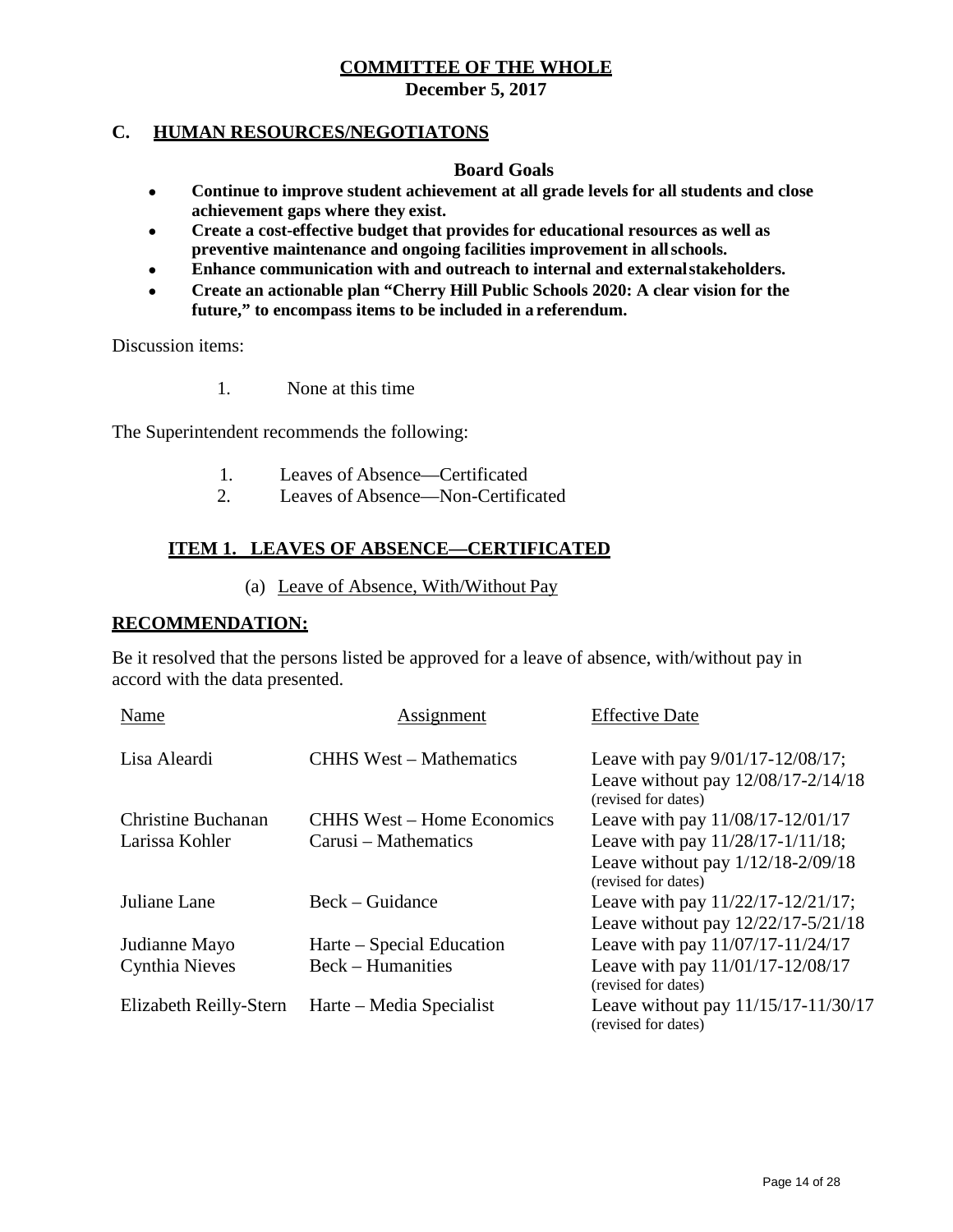**COMMITTEE OF THE WHOLE**
**December 5, 2017**

## C. HUMAN RESOURCES/NEGOTIATONS

**Board Goals**

- **Continue to improve student achievement at all grade levels for all students and close achievement gaps where they exist.**
- **Create a cost-effective budget that provides for educational resources as well as preventive maintenance and ongoing facilities improvement in all schools.**
- **Enhance communication with and outreach to internal and external stakeholders.**
- **Create an actionable plan "Cherry Hill Public Schools 2020: A clear vision for the future," to encompass items to be included in a referendum.**

Discussion items:

1. None at this time

The Superintendent recommends the following:

1. Leaves of Absence—Certificated
2. Leaves of Absence—Non-Certificated

### ITEM 1. LEAVES OF ABSENCE—CERTIFICATED

(a) Leave of Absence, With/Without Pay

**RECOMMENDATION:**

Be it resolved that the persons listed be approved for a leave of absence, with/without pay in accord with the data presented.

| Name | Assignment | Effective Date |
|---|---|---|
| Lisa Aleardi | CHHS West – Mathematics | Leave with pay 9/01/17-12/08/17; Leave without pay 12/08/17-2/14/18 (revised for dates) |
| Christine Buchanan | CHHS West – Home Economics | Leave with pay 11/08/17-12/01/17 |
| Larissa Kohler | Carusi – Mathematics | Leave with pay 11/28/17-1/11/18; Leave without pay 1/12/18-2/09/18 (revised for dates) |
| Juliane Lane | Beck – Guidance | Leave with pay 11/22/17-12/21/17; Leave without pay 12/22/17-5/21/18 |
| Judianne Mayo | Harte – Special Education | Leave with pay 11/07/17-11/24/17 |
| Cynthia Nieves | Beck – Humanities | Leave with pay 11/01/17-12/08/17 (revised for dates) |
| Elizabeth Reilly-Stern | Harte – Media Specialist | Leave without pay 11/15/17-11/30/17 (revised for dates) |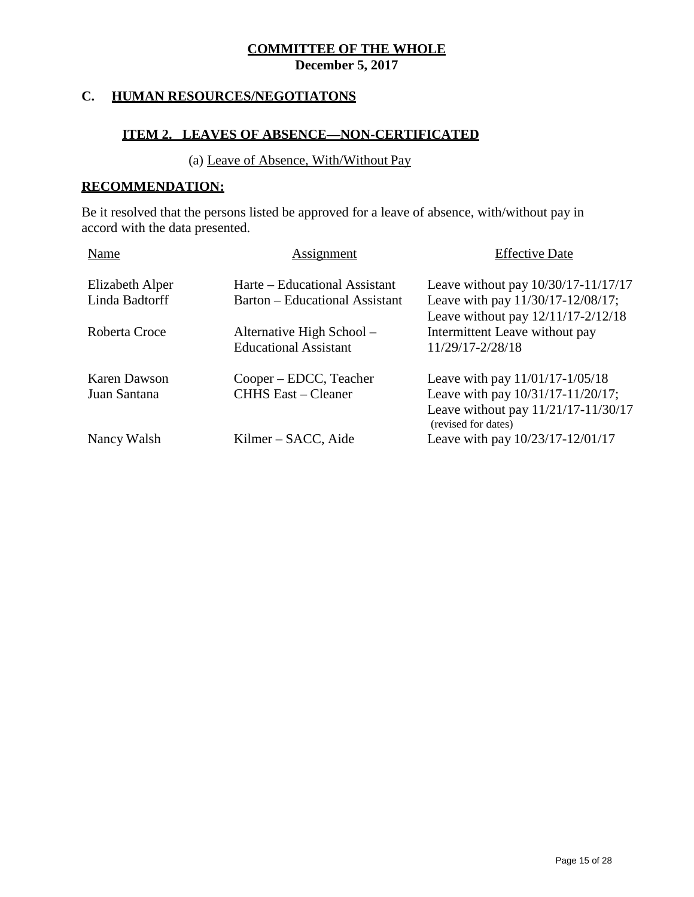**COMMITTEE OF THE WHOLE**
**December 5, 2017**

## C. HUMAN RESOURCES/NEGOTIATONS

### ITEM 2. LEAVES OF ABSENCE—NON-CERTIFICATED

(a) Leave of Absence, With/Without Pay

**RECOMMENDATION:**

Be it resolved that the persons listed be approved for a leave of absence, with/without pay in accord with the data presented.

| Name | Assignment | Effective Date |
|---|---|---|
| Elizabeth Alper | Harte – Educational Assistant | Leave without pay 10/30/17-11/17/17 |
| Linda Badtorff | Barton – Educational Assistant | Leave with pay 11/30/17-12/08/17; Leave without pay 12/11/17-2/12/18 |
| Roberta Croce | Alternative High School – Educational Assistant | Intermittent Leave without pay 11/29/17-2/28/18 |
| Karen Dawson | Cooper – EDCC, Teacher | Leave with pay 11/01/17-1/05/18 |
| Juan Santana | CHHS East – Cleaner | Leave with pay 10/31/17-11/20/17; Leave without pay 11/21/17-11/30/17 (revised for dates) |
| Nancy Walsh | Kilmer – SACC, Aide | Leave with pay 10/23/17-12/01/17 |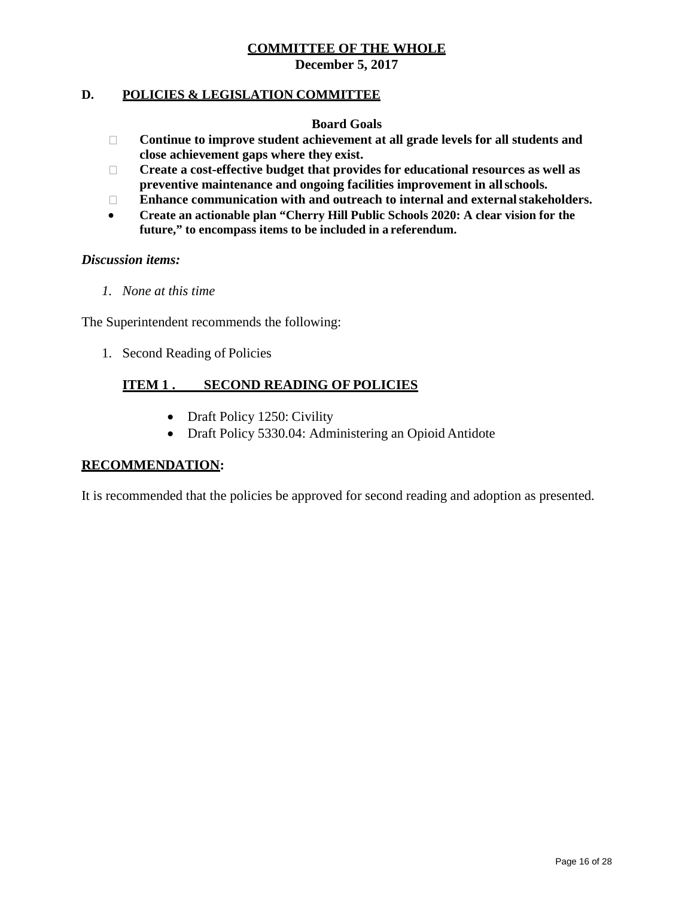**COMMITTEE OF THE WHOLE**
**December 5, 2017**

## D. POLICIES & LEGISLATION COMMITTEE

**Board Goals**

- **Continue to improve student achievement at all grade levels for all students and close achievement gaps where they exist.**
- **Create a cost-effective budget that provides for educational resources as well as preventive maintenance and ongoing facilities improvement in all schools.**
- **Enhance communication with and outreach to internal and external stakeholders.**
- **Create an actionable plan "Cherry Hill Public Schools 2020: A clear vision for the future," to encompass items to be included in a referendum.**

*Discussion items:*

1. *None at this time*

The Superintendent recommends the following:

1. Second Reading of Policies

### ITEM 1 . SECOND READING OF POLICIES

- Draft Policy 1250: Civility
- Draft Policy 5330.04: Administering an Opioid Antidote

### RECOMMENDATION:

It is recommended that the policies be approved for second reading and adoption as presented.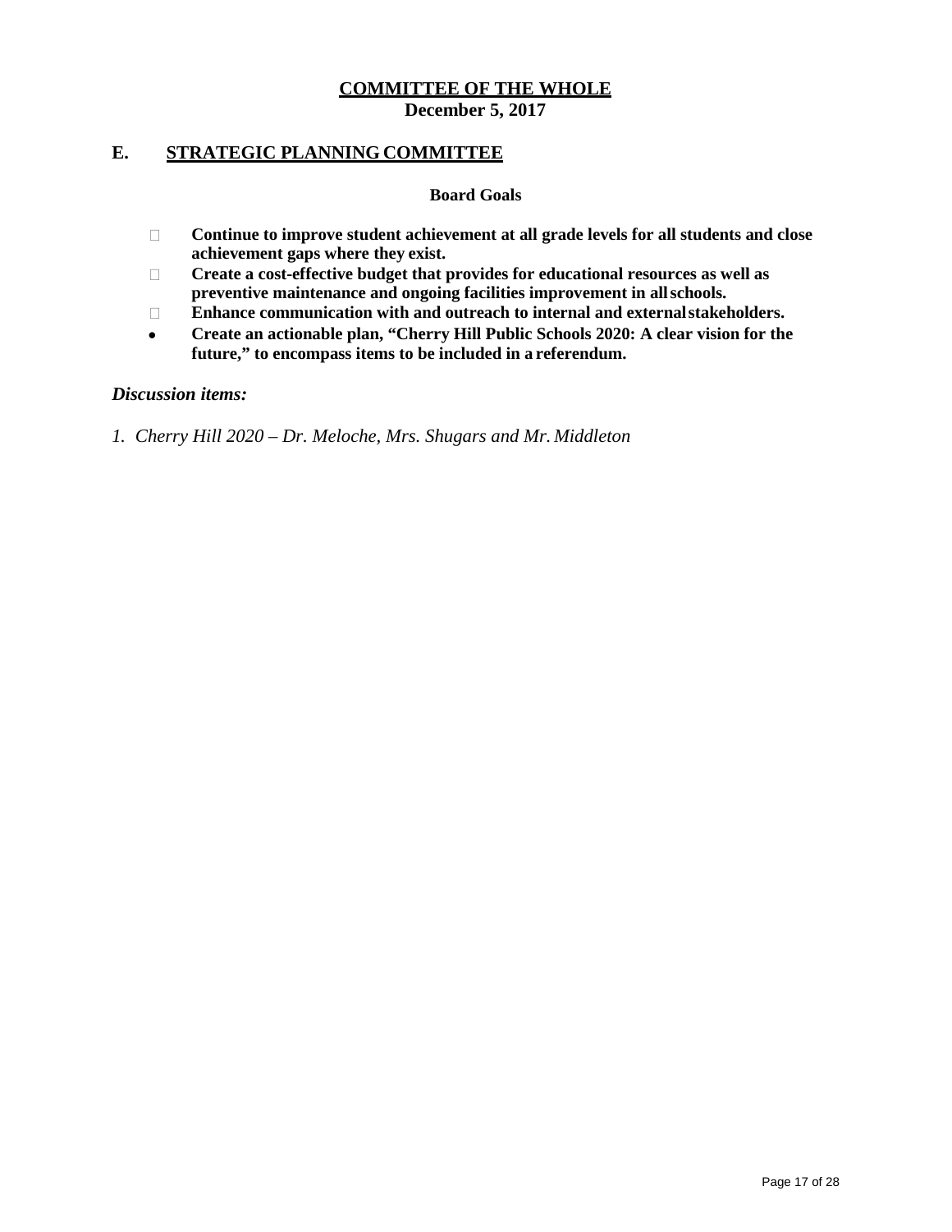## COMMITTEE OF THE WHOLE
**December 5, 2017**

## E. STRATEGIC PLANNING COMMITTEE

**Board Goals**

- **Continue to improve student achievement at all grade levels for all students and close achievement gaps where they exist.**
- **Create a cost-effective budget that provides for educational resources as well as preventive maintenance and ongoing facilities improvement in all schools.**
- **Enhance communication with and outreach to internal and external stakeholders.**
- **Create an actionable plan, "Cherry Hill Public Schools 2020: A clear vision for the future," to encompass items to be included in a referendum.**

***Discussion items:***

*1. Cherry Hill 2020 – Dr. Meloche, Mrs. Shugars and Mr. Middleton*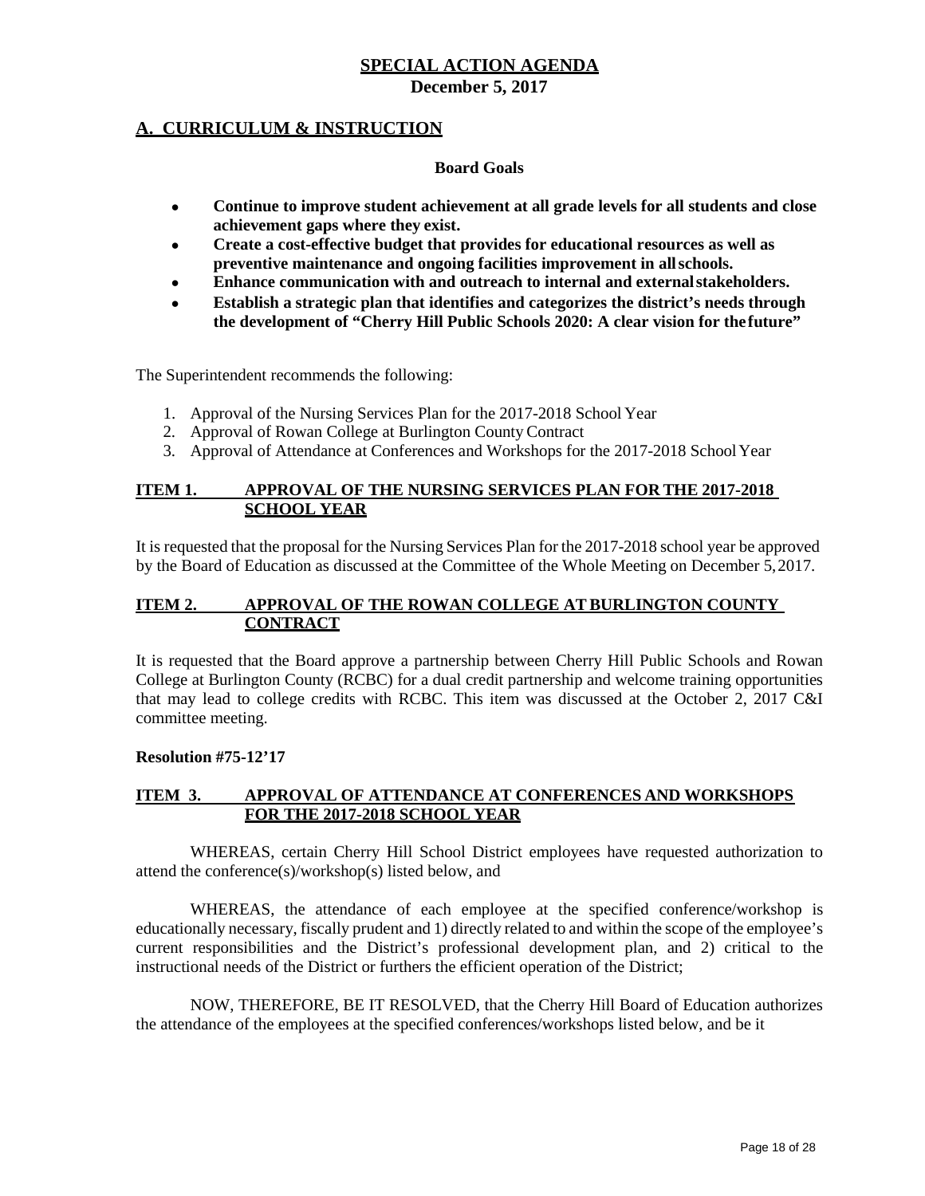# SPECIAL ACTION AGENDA
**December 5, 2017**

## A. CURRICULUM & INSTRUCTION

**Board Goals**

- **Continue to improve student achievement at all grade levels for all students and close achievement gaps where they exist.**
- **Create a cost-effective budget that provides for educational resources as well as preventive maintenance and ongoing facilities improvement in all schools.**
- **Enhance communication with and outreach to internal and external stakeholders.**
- **Establish a strategic plan that identifies and categorizes the district's needs through the development of "Cherry Hill Public Schools 2020: A clear vision for the future"**

The Superintendent recommends the following:

1. Approval of the Nursing Services Plan for the 2017-2018 School Year
2. Approval of Rowan College at Burlington County Contract
3. Approval of Attendance at Conferences and Workshops for the 2017-2018 School Year

### ITEM 1. APPROVAL OF THE NURSING SERVICES PLAN FOR THE 2017-2018 SCHOOL YEAR

It is requested that the proposal for the Nursing Services Plan for the 2017-2018 school year be approved by the Board of Education as discussed at the Committee of the Whole Meeting on December 5, 2017.

### ITEM 2. APPROVAL OF THE ROWAN COLLEGE AT BURLINGTON COUNTY CONTRACT

It is requested that the Board approve a partnership between Cherry Hill Public Schools and Rowan College at Burlington County (RCBC) for a dual credit partnership and welcome training opportunities that may lead to college credits with RCBC. This item was discussed at the October 2, 2017 C&I committee meeting.

**Resolution #75-12'17**

### ITEM 3. APPROVAL OF ATTENDANCE AT CONFERENCES AND WORKSHOPS FOR THE 2017-2018 SCHOOL YEAR

WHEREAS, certain Cherry Hill School District employees have requested authorization to attend the conference(s)/workshop(s) listed below, and

WHEREAS, the attendance of each employee at the specified conference/workshop is educationally necessary, fiscally prudent and 1) directly related to and within the scope of the employee's current responsibilities and the District's professional development plan, and 2) critical to the instructional needs of the District or furthers the efficient operation of the District;

NOW, THEREFORE, BE IT RESOLVED, that the Cherry Hill Board of Education authorizes the attendance of the employees at the specified conferences/workshops listed below, and be it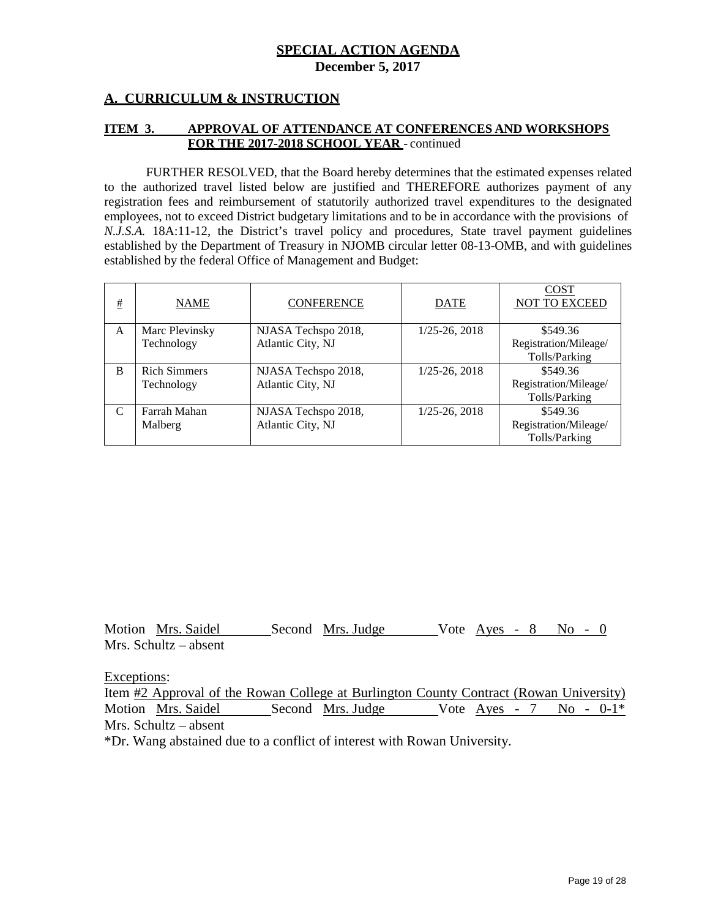## SPECIAL ACTION AGENDA

**December 5, 2017**

## A. CURRICULUM & INSTRUCTION

**ITEM 3. APPROVAL OF ATTENDANCE AT CONFERENCES AND WORKSHOPS FOR THE 2017-2018 SCHOOL YEAR** - continued

FURTHER RESOLVED, that the Board hereby determines that the estimated expenses related to the authorized travel listed below are justified and THEREFORE authorizes payment of any registration fees and reimbursement of statutorily authorized travel expenditures to the designated employees, not to exceed District budgetary limitations and to be in accordance with the provisions of *N.J.S.A.* 18A:11-12, the District's travel policy and procedures, State travel payment guidelines established by the Department of Treasury in NJOMB circular letter 08-13-OMB, and with guidelines established by the federal Office of Management and Budget:

| # | NAME | CONFERENCE | DATE | COST NOT TO EXCEED |
|---|---|---|---|---|
| A | Marc Plevinsky Technology | NJASA Techspo 2018, Atlantic City, NJ | 1/25-26, 2018 | $549.36 Registration/Mileage/ Tolls/Parking |
| B | Rich Simmers Technology | NJASA Techspo 2018, Atlantic City, NJ | 1/25-26, 2018 | $549.36 Registration/Mileage/ Tolls/Parking |
| C | Farrah Mahan Malberg | NJASA Techspo 2018, Atlantic City, NJ | 1/25-26, 2018 | $549.36 Registration/Mileage/ Tolls/Parking |

Motion Mrs. Saidel Second Mrs. Judge Vote Ayes - 8 No - 0
Mrs. Schultz – absent

Exceptions:

Item #2 Approval of the Rowan College at Burlington County Contract (Rowan University)
Motion Mrs. Saidel Second Mrs. Judge Vote Ayes - 7 No - 0-1*
Mrs. Schultz – absent

*Dr. Wang abstained due to a conflict of interest with Rowan University.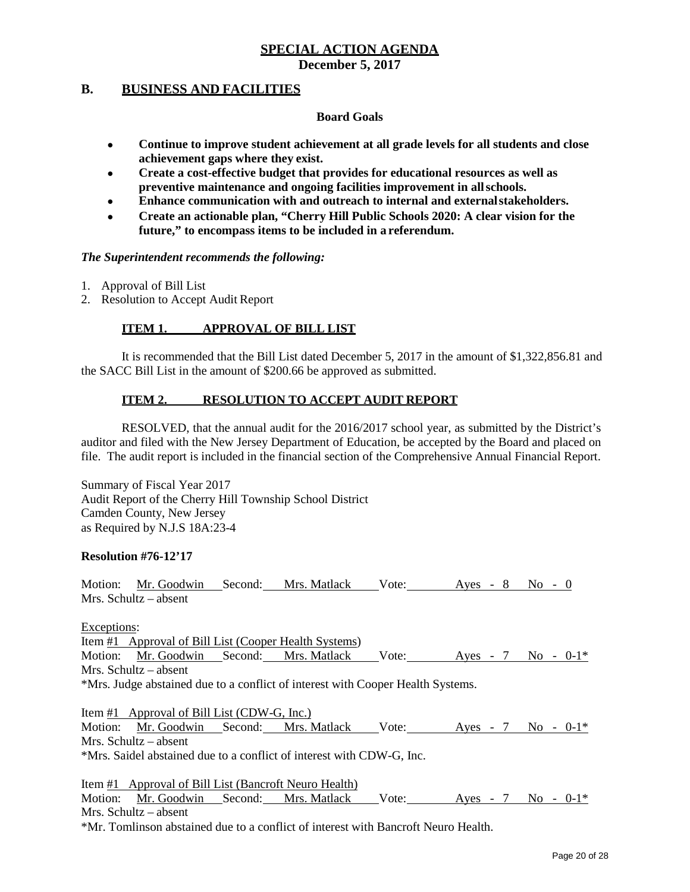## SPECIAL ACTION AGENDA
**December 5, 2017**

## B. BUSINESS AND FACILITIES

**Board Goals**

- **Continue to improve student achievement at all grade levels for all students and close achievement gaps where they exist.**
- **Create a cost-effective budget that provides for educational resources as well as preventive maintenance and ongoing facilities improvement in all schools.**
- **Enhance communication with and outreach to internal and external stakeholders.**
- **Create an actionable plan, "Cherry Hill Public Schools 2020: A clear vision for the future," to encompass items to be included in a referendum.**

***The Superintendent recommends the following:***

1. Approval of Bill List
2. Resolution to Accept Audit Report

### ITEM 1. APPROVAL OF BILL LIST

It is recommended that the Bill List dated December 5, 2017 in the amount of $1,322,856.81 and the SACC Bill List in the amount of $200.66 be approved as submitted.

### ITEM 2. RESOLUTION TO ACCEPT AUDIT REPORT

RESOLVED, that the annual audit for the 2016/2017 school year, as submitted by the District's auditor and filed with the New Jersey Department of Education, be accepted by the Board and placed on file. The audit report is included in the financial section of the Comprehensive Annual Financial Report.

Summary of Fiscal Year 2017
Audit Report of the Cherry Hill Township School District
Camden County, New Jersey
as Required by N.J.S 18A:23-4

**Resolution #76-12'17**

Motion: Mr. Goodwin Second: Mrs. Matlack Vote: Ayes - 8 No - 0
Mrs. Schultz – absent

Exceptions:

Item #1 Approval of Bill List (Cooper Health Systems)
Motion: Mr. Goodwin Second: Mrs. Matlack Vote: Ayes - 7 No - 0-1*
Mrs. Schultz – absent
*Mrs. Judge abstained due to a conflict of interest with Cooper Health Systems.

Item #1 Approval of Bill List (CDW-G, Inc.)
Motion: Mr. Goodwin Second: Mrs. Matlack Vote: Ayes - 7 No - 0-1*
Mrs. Schultz – absent
*Mrs. Saidel abstained due to a conflict of interest with CDW-G, Inc.

Item #1 Approval of Bill List (Bancroft Neuro Health)
Motion: Mr. Goodwin Second: Mrs. Matlack Vote: Ayes - 7 No - 0-1*
Mrs. Schultz – absent
*Mr. Tomlinson abstained due to a conflict of interest with Bancroft Neuro Health.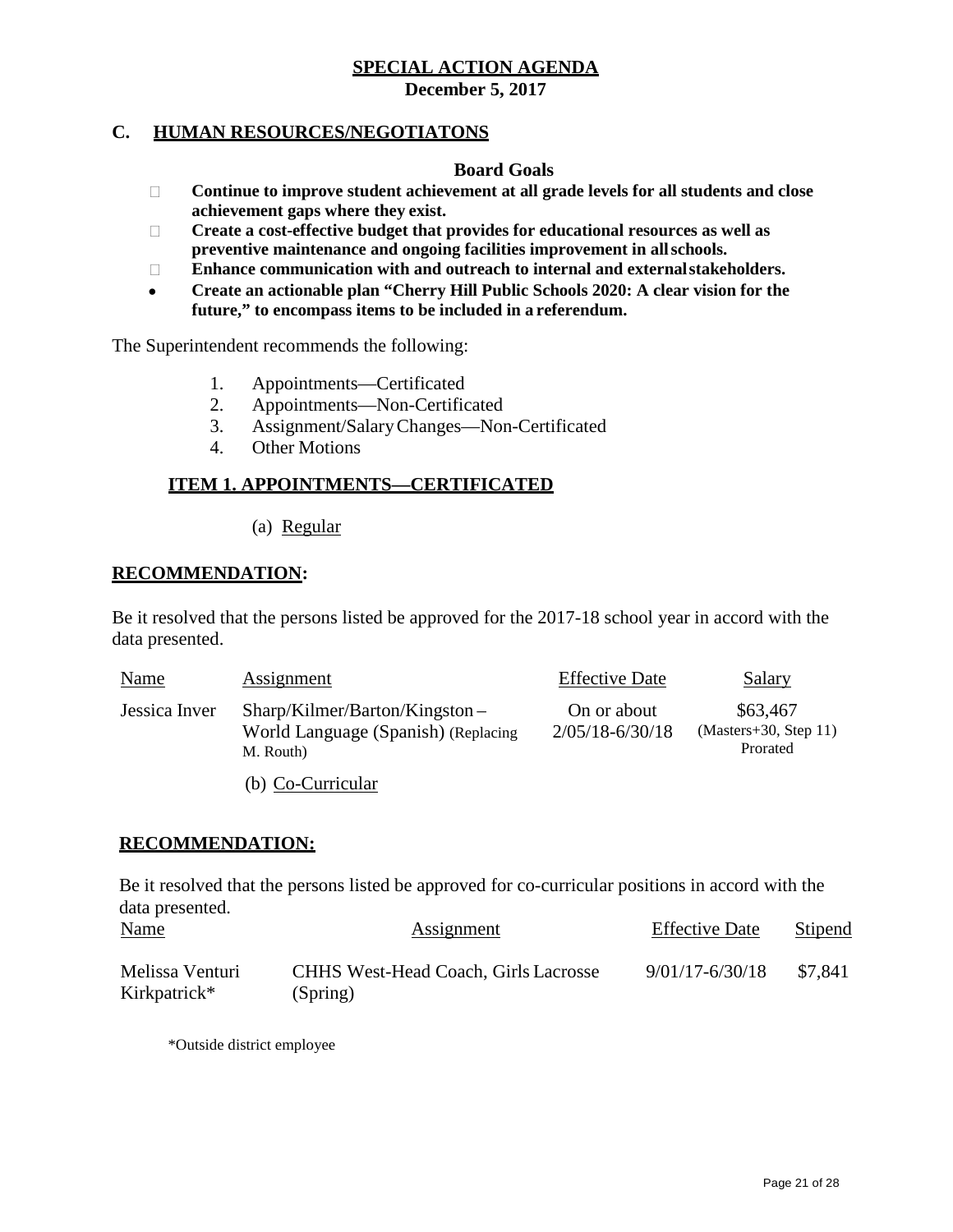**SPECIAL ACTION AGENDA**
**December 5, 2017**

## C. HUMAN RESOURCES/NEGOTIATONS

### Board Goals

- **Continue to improve student achievement at all grade levels for all students and close achievement gaps where they exist.**
- **Create a cost-effective budget that provides for educational resources as well as preventive maintenance and ongoing facilities improvement in all schools.**
- **Enhance communication with and outreach to internal and external stakeholders.**
- **Create an actionable plan "Cherry Hill Public Schools 2020: A clear vision for the future," to encompass items to be included in a referendum.**

The Superintendent recommends the following:

1. Appointments—Certificated
2. Appointments—Non-Certificated
3. Assignment/Salary Changes—Non-Certificated
4. Other Motions

### ITEM 1. APPOINTMENTS—CERTIFICATED

(a) Regular

**RECOMMENDATION:**

Be it resolved that the persons listed be approved for the 2017-18 school year in accord with the data presented.

| Name | Assignment | Effective Date | Salary |
|---|---|---|---|
| Jessica Inver | Sharp/Kilmer/Barton/Kingston – World Language (Spanish) (Replacing M. Routh) | On or about 2/05/18-6/30/18 | $63,467 (Masters+30, Step 11) Prorated |

(b) Co-Curricular

**RECOMMENDATION:**

Be it resolved that the persons listed be approved for co-curricular positions in accord with the data presented.

| Name | Assignment | Effective Date | Stipend |
|---|---|---|---|
| Melissa Venturi Kirkpatrick* | CHHS West-Head Coach, Girls Lacrosse (Spring) | 9/01/17-6/30/18 | $7,841 |

*Outside district employee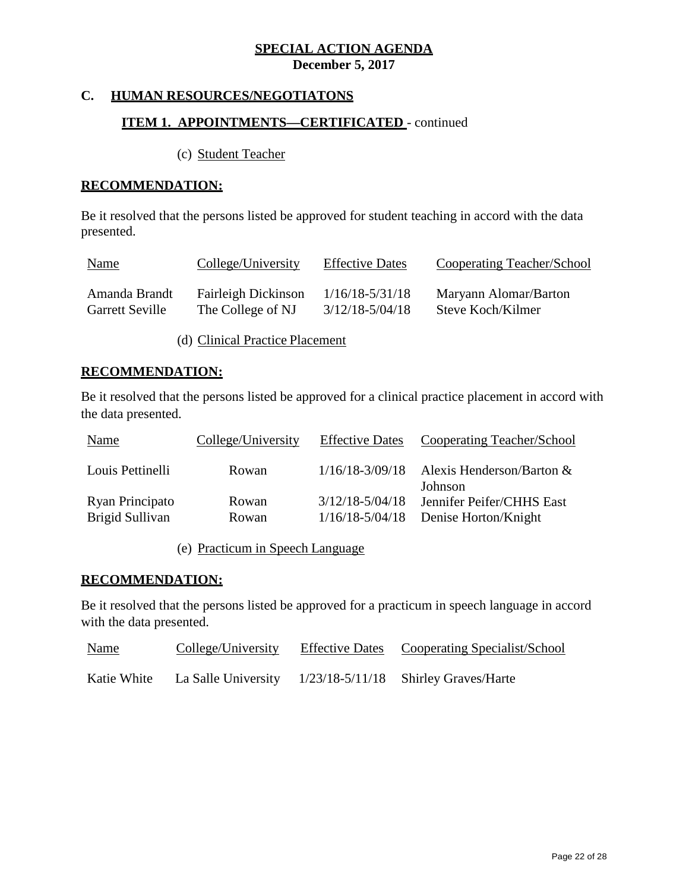**SPECIAL ACTION AGENDA**
**December 5, 2017**

## C. HUMAN RESOURCES/NEGOTIATONS

### ITEM 1. APPOINTMENTS—CERTIFICATED - continued

(c) Student Teacher

**RECOMMENDATION:**

Be it resolved that the persons listed be approved for student teaching in accord with the data presented.

| Name | College/University | Effective Dates | Cooperating Teacher/School |
|---|---|---|---|
| Amanda Brandt | Fairleigh Dickinson | 1/16/18-5/31/18 | Maryann Alomar/Barton |
| Garrett Seville | The College of NJ | 3/12/18-5/04/18 | Steve Koch/Kilmer |

(d) Clinical Practice Placement

**RECOMMENDATION:**

Be it resolved that the persons listed be approved for a clinical practice placement in accord with the data presented.

| Name | College/University | Effective Dates | Cooperating Teacher/School |
|---|---|---|---|
| Louis Pettinelli | Rowan | 1/16/18-3/09/18 | Alexis Henderson/Barton & Johnson |
| Ryan Principato | Rowan | 3/12/18-5/04/18 | Jennifer Peifer/CHHS East |
| Brigid Sullivan | Rowan | 1/16/18-5/04/18 | Denise Horton/Knight |

(e) Practicum in Speech Language

**RECOMMENDATION:**

Be it resolved that the persons listed be approved for a practicum in speech language in accord with the data presented.

| Name | College/University | Effective Dates | Cooperating Specialist/School |
|---|---|---|---|
| Katie White | La Salle University | 1/23/18-5/11/18 | Shirley Graves/Harte |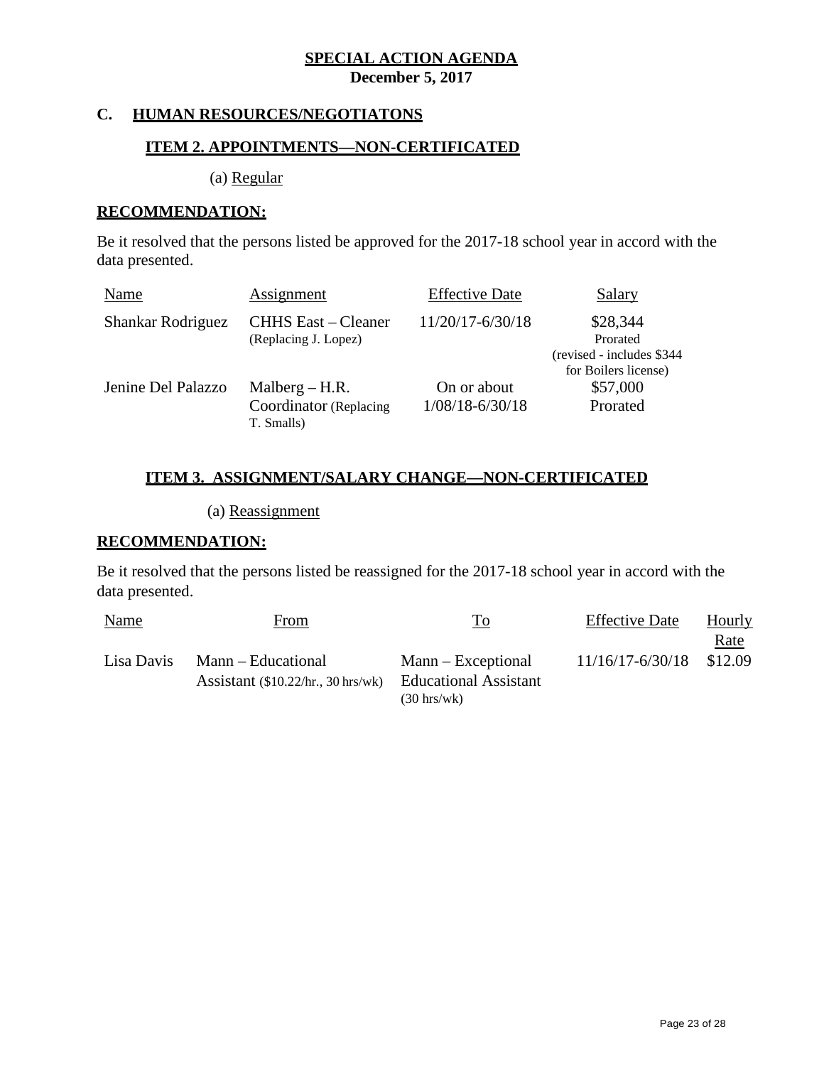**SPECIAL ACTION AGENDA**
**December 5, 2017**

## C. HUMAN RESOURCES/NEGOTIATONS

### ITEM 2. APPOINTMENTS—NON-CERTIFICATED

(a) Regular

**RECOMMENDATION:**

Be it resolved that the persons listed be approved for the 2017-18 school year in accord with the data presented.

| Name | Assignment | Effective Date | Salary |
|---|---|---|---|
| Shankar Rodriguez | CHHS East – Cleaner (Replacing J. Lopez) | 11/20/17-6/30/18 | $28,344 Prorated (revised - includes $344 for Boilers license) |
| Jenine Del Palazzo | Malberg – H.R. Coordinator (Replacing T. Smalls) | On or about 1/08/18-6/30/18 | $57,000 Prorated |

### ITEM 3. ASSIGNMENT/SALARY CHANGE—NON-CERTIFICATED

(a) Reassignment

**RECOMMENDATION:**

Be it resolved that the persons listed be reassigned for the 2017-18 school year in accord with the data presented.

| Name | From | To | Effective Date | Hourly Rate |
|---|---|---|---|---|
| Lisa Davis | Mann – Educational Assistant ($10.22/hr., 30 hrs/wk) | Mann – Exceptional Educational Assistant (30 hrs/wk) | 11/16/17-6/30/18 | $12.09 |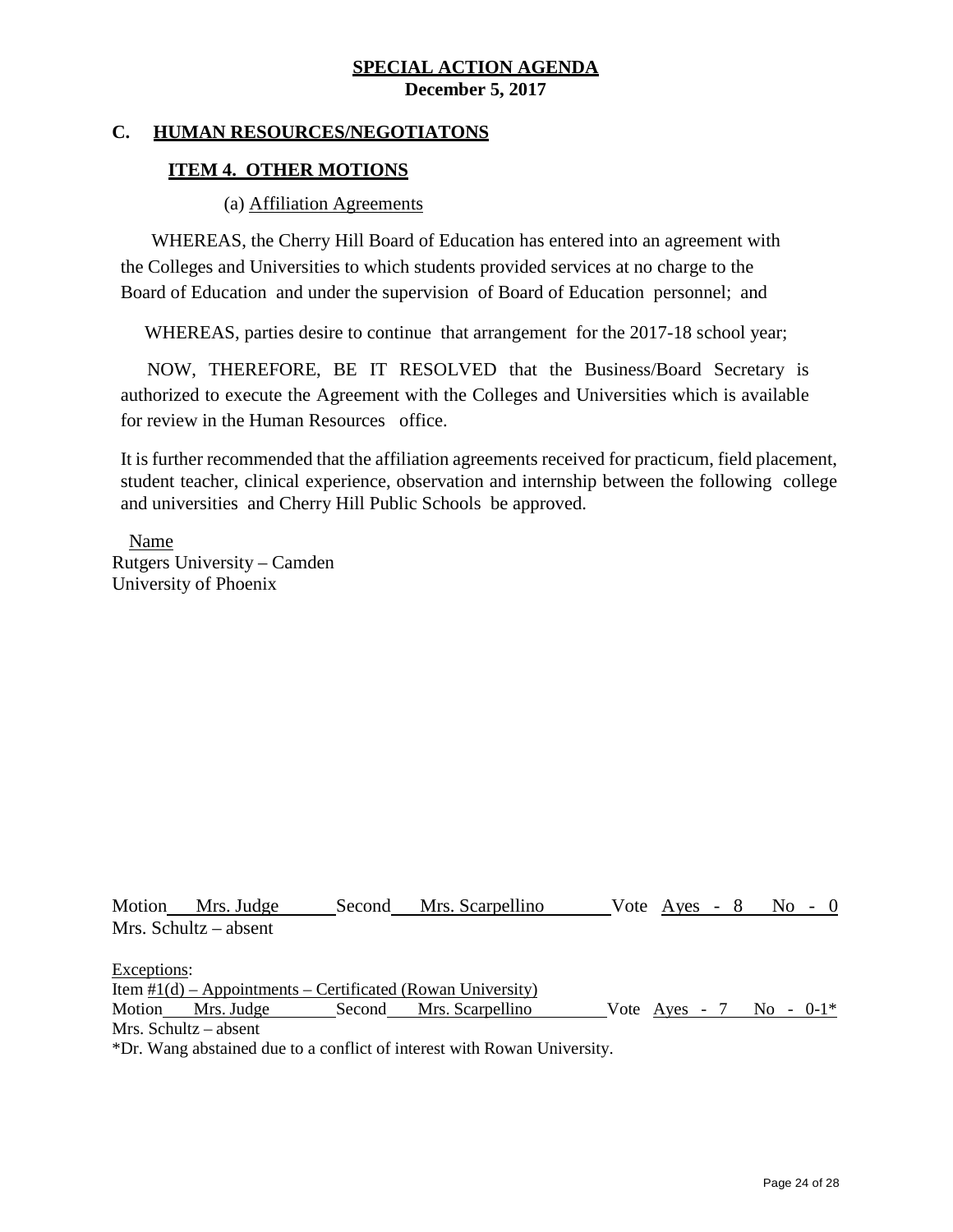**SPECIAL ACTION AGENDA**
**December 5, 2017**

## C. HUMAN RESOURCES/NEGOTIATONS

### ITEM 4. OTHER MOTIONS

(a) Affiliation Agreements

WHEREAS, the Cherry Hill Board of Education has entered into an agreement with the Colleges and Universities to which students provided services at no charge to the Board of Education and under the supervision of Board of Education personnel; and

WHEREAS, parties desire to continue that arrangement for the 2017-18 school year;

NOW, THEREFORE, BE IT RESOLVED that the Business/Board Secretary is authorized to execute the Agreement with the Colleges and Universities which is available for review in the Human Resources office.

It is further recommended that the affiliation agreements received for practicum, field placement, student teacher, clinical experience, observation and internship between the following college and universities and Cherry Hill Public Schools be approved.

Name
Rutgers University – Camden
University of Phoenix

Motion Mrs. Judge Second Mrs. Scarpellino Vote Ayes - 8 No - 0
Mrs. Schultz – absent

Exceptions:
Item #1(d) – Appointments – Certificated (Rowan University)
Motion Mrs. Judge Second Mrs. Scarpellino Vote Ayes - 7 No - 0-1*
Mrs. Schultz – absent
*Dr. Wang abstained due to a conflict of interest with Rowan University.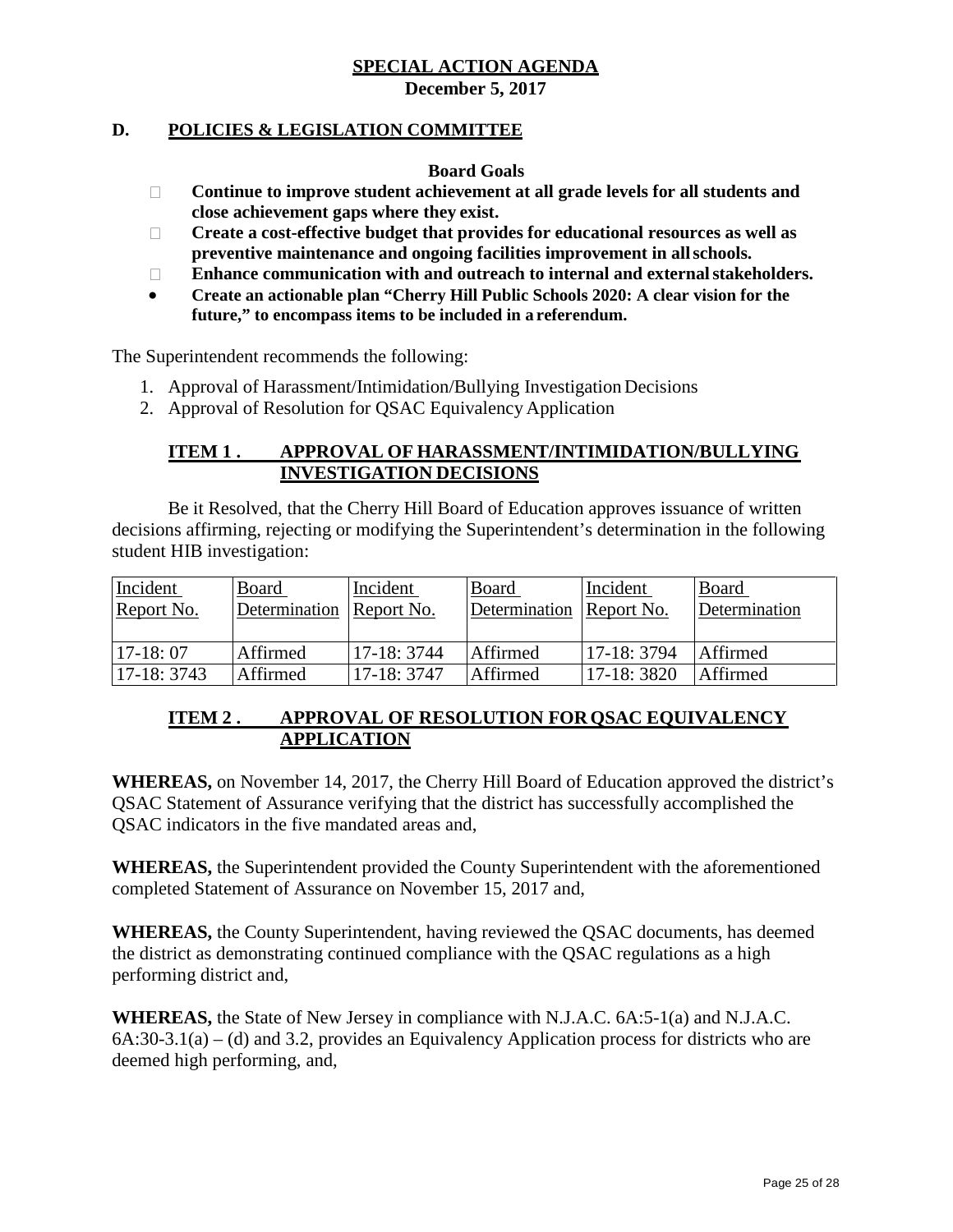## SPECIAL ACTION AGENDA
**December 5, 2017**

## D. POLICIES & LEGISLATION COMMITTEE

**Board Goals**

- **Continue to improve student achievement at all grade levels for all students and close achievement gaps where they exist.**
- **Create a cost-effective budget that provides for educational resources as well as preventive maintenance and ongoing facilities improvement in all schools.**
- **Enhance communication with and outreach to internal and external stakeholders.**
- **Create an actionable plan "Cherry Hill Public Schools 2020: A clear vision for the future," to encompass items to be included in a referendum.**

The Superintendent recommends the following:

1. Approval of Harassment/Intimidation/Bullying Investigation Decisions
2. Approval of Resolution for QSAC Equivalency Application

### ITEM 1 . APPROVAL OF HARASSMENT/INTIMIDATION/BULLYING INVESTIGATION DECISIONS

Be it Resolved, that the Cherry Hill Board of Education approves issuance of written decisions affirming, rejecting or modifying the Superintendent's determination in the following student HIB investigation:

| Incident Report No. | Board Determination | Incident Report No. | Board Determination | Incident Report No. | Board Determination |
|---|---|---|---|---|---|
| 17-18: 07 | Affirmed | 17-18: 3744 | Affirmed | 17-18: 3794 | Affirmed |
| 17-18: 3743 | Affirmed | 17-18: 3747 | Affirmed | 17-18: 3820 | Affirmed |

### ITEM 2 . APPROVAL OF RESOLUTION FOR QSAC EQUIVALENCY APPLICATION

**WHEREAS,** on November 14, 2017, the Cherry Hill Board of Education approved the district's QSAC Statement of Assurance verifying that the district has successfully accomplished the QSAC indicators in the five mandated areas and,

**WHEREAS,** the Superintendent provided the County Superintendent with the aforementioned completed Statement of Assurance on November 15, 2017 and,

**WHEREAS,** the County Superintendent, having reviewed the QSAC documents, has deemed the district as demonstrating continued compliance with the QSAC regulations as a high performing district and,

**WHEREAS,** the State of New Jersey in compliance with N.J.A.C. 6A:5-1(a) and N.J.A.C. 6A:30-3.1(a) – (d) and 3.2, provides an Equivalency Application process for districts who are deemed high performing, and,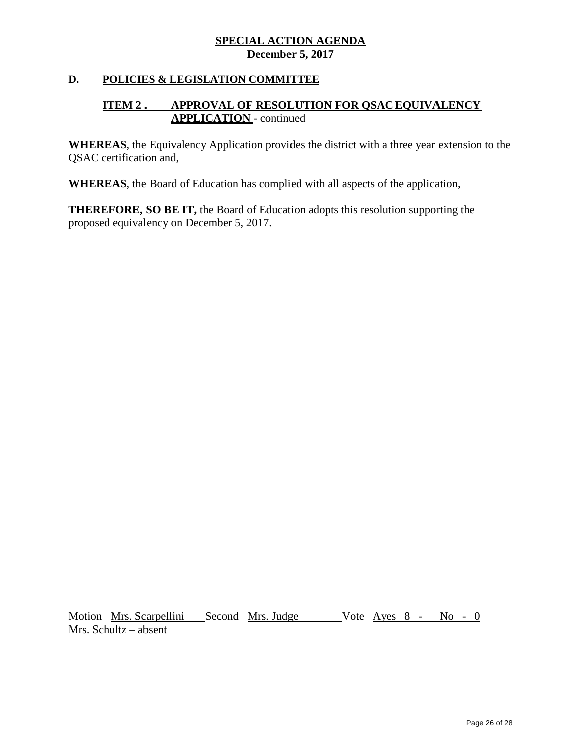**SPECIAL ACTION AGENDA**
**December 5, 2017**

## D. POLICIES & LEGISLATION COMMITTEE

### ITEM 2 . APPROVAL OF RESOLUTION FOR QSAC EQUIVALENCY APPLICATION - continued

**WHEREAS**, the Equivalency Application provides the district with a three year extension to the QSAC certification and,

**WHEREAS**, the Board of Education has complied with all aspects of the application,

**THEREFORE, SO BE IT,** the Board of Education adopts this resolution supporting the proposed equivalency on December 5, 2017.

Motion Mrs. Scarpellini Second Mrs. Judge Vote Ayes 8 - No - 0
Mrs. Schultz – absent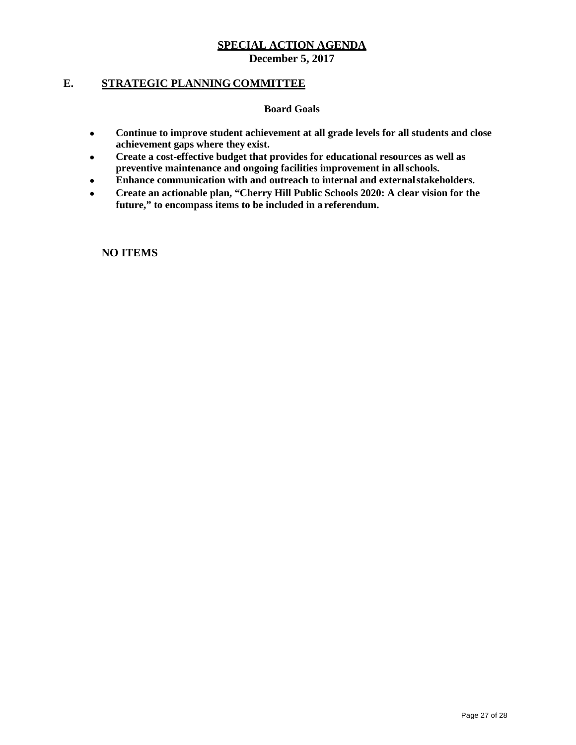**SPECIAL ACTION AGENDA**
**December 5, 2017**

## E. STRATEGIC PLANNING COMMITTEE

**Board Goals**

- **Continue to improve student achievement at all grade levels for all students and close achievement gaps where they exist.**
- **Create a cost-effective budget that provides for educational resources as well as preventive maintenance and ongoing facilities improvement in all schools.**
- **Enhance communication with and outreach to internal and external stakeholders.**
- **Create an actionable plan, "Cherry Hill Public Schools 2020: A clear vision for the future," to encompass items to be included in a referendum.**

**NO ITEMS**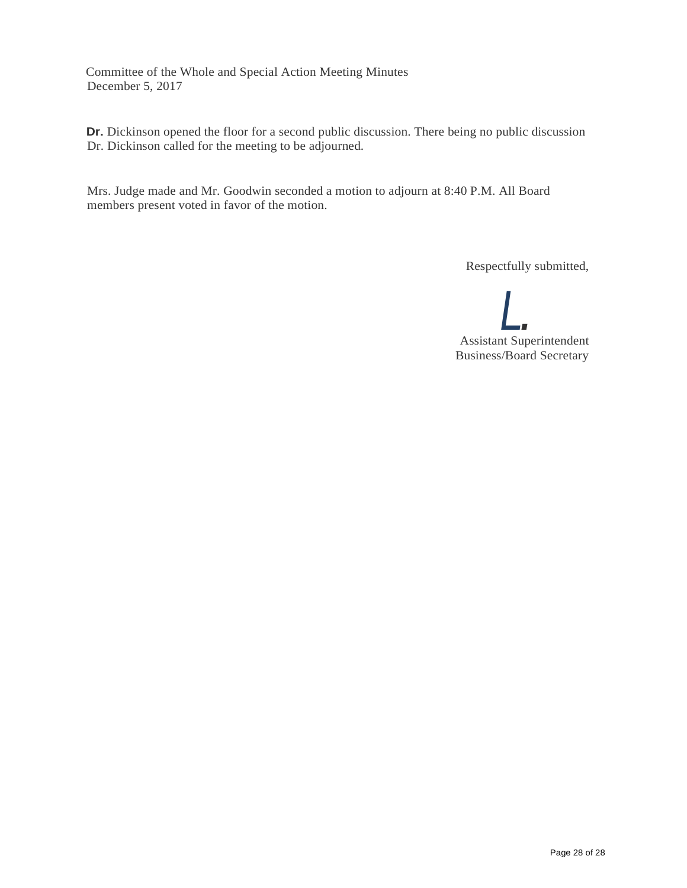Committee of the Whole and Special Action Meeting Minutes
December 5, 2017

**Dr.** Dickinson opened the floor for a second public discussion. There being no public discussion Dr. Dickinson called for the meeting to be adjourned.

Mrs. Judge made and Mr. Goodwin seconded a motion to adjourn at 8:40 P.M. All Board members present voted in favor of the motion.

Respectfully submitted,

*L.*

Assistant Superintendent
Business/Board Secretary